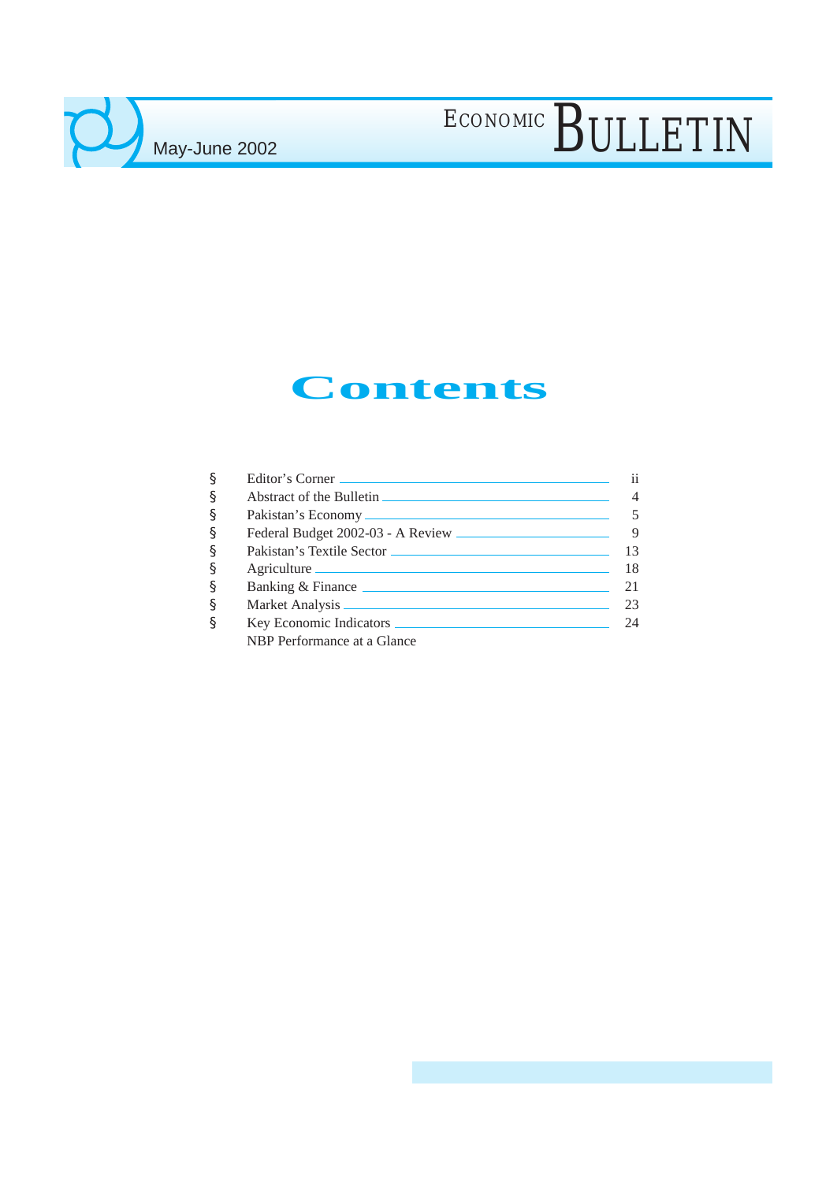ECONOMIC BULLETIN

May-June 2002

# Contents

- Editor's Corner — ii
- Abstract of the Bulletin — 4
- Pakistan's Economy — 5
- Federal Budget 2002-03 - A Review — 9
- Pakistan's Textile Sector — 13
- Agriculture — 18
- Banking & Finance — 21
- Market Analysis — 23
- Key Economic Indicators — 24

NBP Performance at a Glance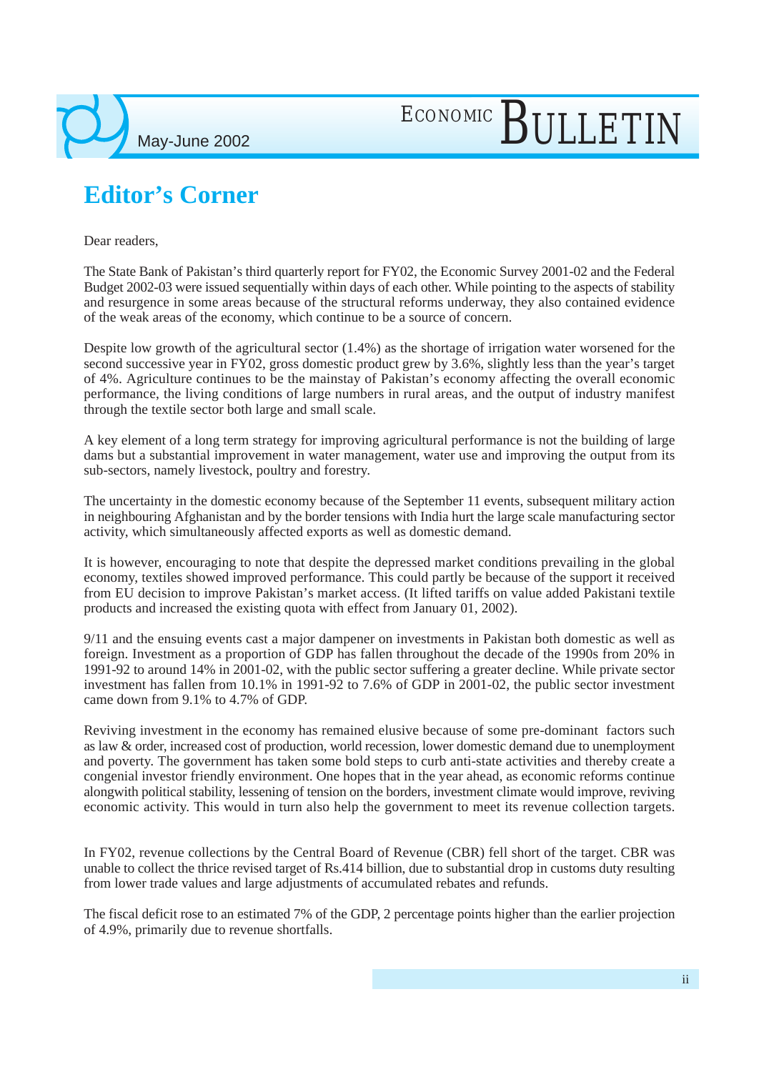# Editor's Corner

Dear readers,

The State Bank of Pakistan's third quarterly report for FY02, the Economic Survey 2001-02 and the Federal Budget 2002-03 were issued sequentially within days of each other. While pointing to the aspects of stability and resurgence in some areas because of the structural reforms underway, they also contained evidence of the weak areas of the economy, which continue to be a source of concern.

Despite low growth of the agricultural sector (1.4%) as the shortage of irrigation water worsened for the second successive year in FY02, gross domestic product grew by 3.6%, slightly less than the year's target of 4%. Agriculture continues to be the mainstay of Pakistan's economy affecting the overall economic performance, the living conditions of large numbers in rural areas, and the output of industry manifest through the textile sector both large and small scale.

A key element of a long term strategy for improving agricultural performance is not the building of large dams but a substantial improvement in water management, water use and improving the output from its sub-sectors, namely livestock, poultry and forestry.

The uncertainty in the domestic economy because of the September 11 events, subsequent military action in neighbouring Afghanistan and by the border tensions with India hurt the large scale manufacturing sector activity, which simultaneously affected exports as well as domestic demand.

It is however, encouraging to note that despite the depressed market conditions prevailing in the global economy, textiles showed improved performance. This could partly be because of the support it received from EU decision to improve Pakistan's market access. (It lifted tariffs on value added Pakistani textile products and increased the existing quota with effect from January 01, 2002).

9/11 and the ensuing events cast a major dampener on investments in Pakistan both domestic as well as foreign. Investment as a proportion of GDP has fallen throughout the decade of the 1990s from 20% in 1991-92 to around 14% in 2001-02, with the public sector suffering a greater decline. While private sector investment has fallen from 10.1% in 1991-92 to 7.6% of GDP in 2001-02, the public sector investment came down from 9.1% to 4.7% of GDP.

Reviving investment in the economy has remained elusive because of some pre-dominant factors such as law & order, increased cost of production, world recession, lower domestic demand due to unemployment and poverty. The government has taken some bold steps to curb anti-state activities and thereby create a congenial investor friendly environment. One hopes that in the year ahead, as economic reforms continue alongwith political stability, lessening of tension on the borders, investment climate would improve, reviving economic activity. This would in turn also help the government to meet its revenue collection targets.

In FY02, revenue collections by the Central Board of Revenue (CBR) fell short of the target. CBR was unable to collect the thrice revised target of Rs.414 billion, due to substantial drop in customs duty resulting from lower trade values and large adjustments of accumulated rebates and refunds.

The fiscal deficit rose to an estimated 7% of the GDP, 2 percentage points higher than the earlier projection of 4.9%, primarily due to revenue shortfalls.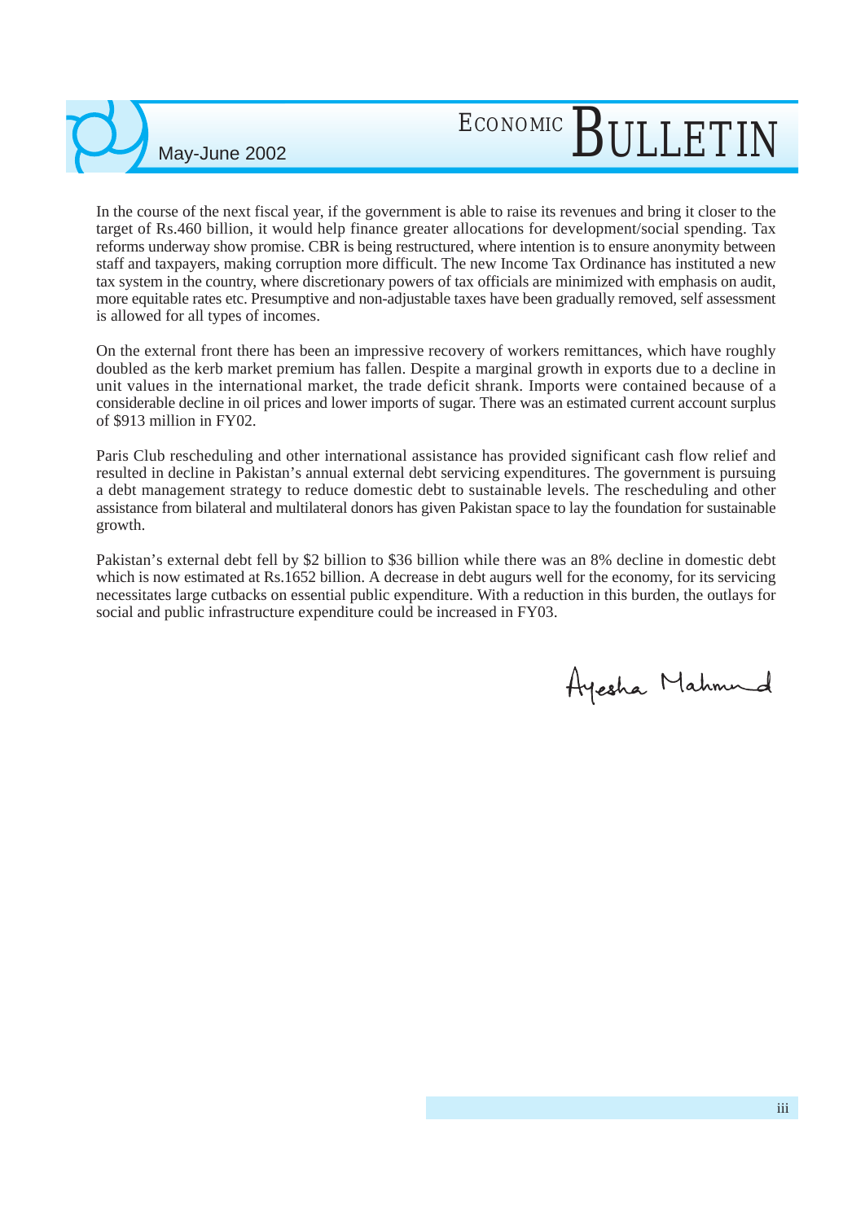In the course of the next fiscal year, if the government is able to raise its revenues and bring it closer to the target of Rs.460 billion, it would help finance greater allocations for development/social spending. Tax reforms underway show promise. CBR is being restructured, where intention is to ensure anonymity between staff and taxpayers, making corruption more difficult. The new Income Tax Ordinance has instituted a new tax system in the country, where discretionary powers of tax officials are minimized with emphasis on audit, more equitable rates etc. Presumptive and non-adjustable taxes have been gradually removed, self assessment is allowed for all types of incomes.

On the external front there has been an impressive recovery of workers remittances, which have roughly doubled as the kerb market premium has fallen. Despite a marginal growth in exports due to a decline in unit values in the international market, the trade deficit shrank. Imports were contained because of a considerable decline in oil prices and lower imports of sugar. There was an estimated current account surplus of $913 million in FY02.

Paris Club rescheduling and other international assistance has provided significant cash flow relief and resulted in decline in Pakistan's annual external debt servicing expenditures. The government is pursuing a debt management strategy to reduce domestic debt to sustainable levels. The rescheduling and other assistance from bilateral and multilateral donors has given Pakistan space to lay the foundation for sustainable growth.

Pakistan's external debt fell by $2 billion to $36 billion while there was an 8% decline in domestic debt which is now estimated at Rs.1652 billion. A decrease in debt augurs well for the economy, for its servicing necessitates large cutbacks on essential public expenditure. With a reduction in this burden, the outlays for social and public infrastructure expenditure could be increased in FY03.

Ayesha Mahmud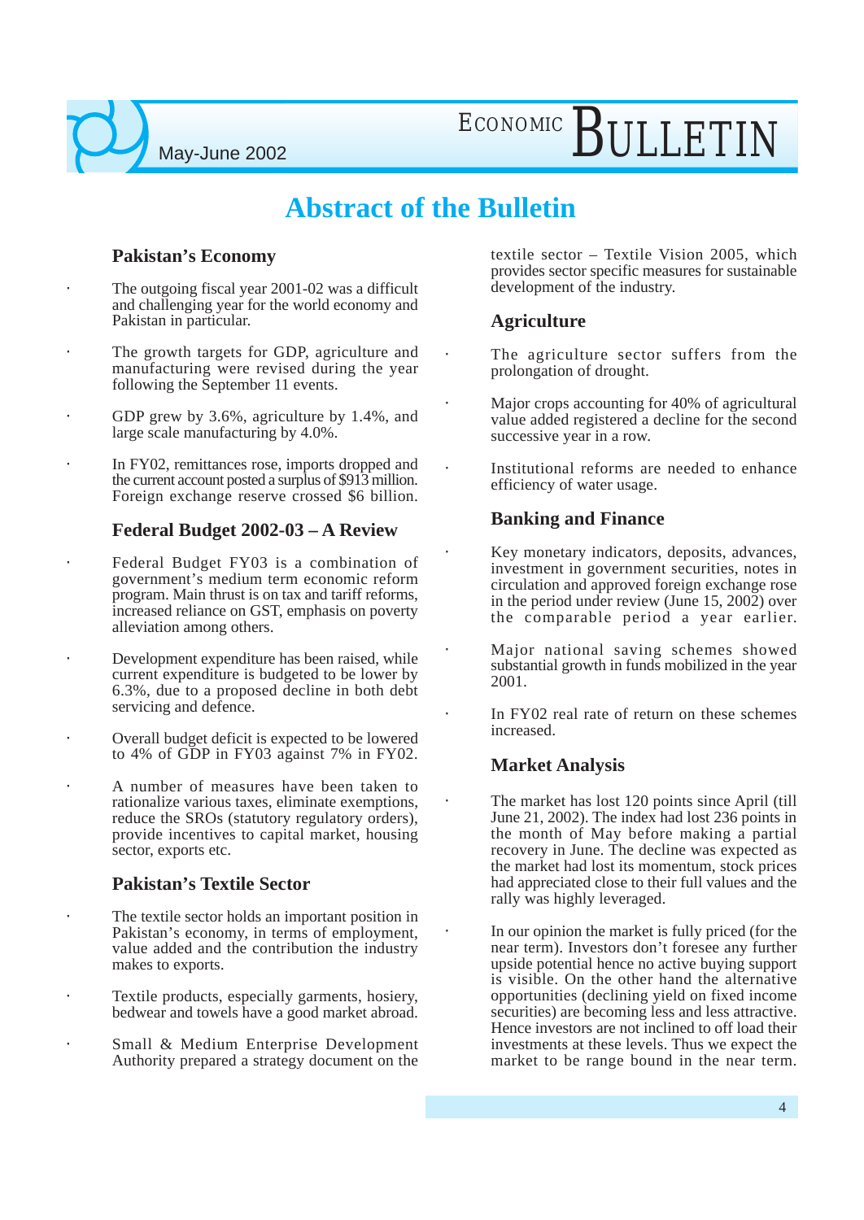# Abstract of the Bulletin

## Pakistan's Economy

- The outgoing fiscal year 2001-02 was a difficult and challenging year for the world economy and Pakistan in particular.
- The growth targets for GDP, agriculture and manufacturing were revised during the year following the September 11 events.
- GDP grew by 3.6%, agriculture by 1.4%, and large scale manufacturing by 4.0%.
- In FY02, remittances rose, imports dropped and the current account posted a surplus of $913 million. Foreign exchange reserve crossed $6 billion.

## Federal Budget 2002-03 – A Review

- Federal Budget FY03 is a combination of government's medium term economic reform program. Main thrust is on tax and tariff reforms, increased reliance on GST, emphasis on poverty alleviation among others.
- Development expenditure has been raised, while current expenditure is budgeted to be lower by 6.3%, due to a proposed decline in both debt servicing and defence.
- Overall budget deficit is expected to be lowered to 4% of GDP in FY03 against 7% in FY02.
- A number of measures have been taken to rationalize various taxes, eliminate exemptions, reduce the SROs (statutory regulatory orders), provide incentives to capital market, housing sector, exports etc.

## Pakistan's Textile Sector

- The textile sector holds an important position in Pakistan's economy, in terms of employment, value added and the contribution the industry makes to exports.
- Textile products, especially garments, hosiery, bedwear and towels have a good market abroad.
- Small & Medium Enterprise Development Authority prepared a strategy document on the textile sector – Textile Vision 2005, which provides sector specific measures for sustainable development of the industry.

## Agriculture

- The agriculture sector suffers from the prolongation of drought.
- Major crops accounting for 40% of agricultural value added registered a decline for the second successive year in a row.
- Institutional reforms are needed to enhance efficiency of water usage.

## Banking and Finance

- Key monetary indicators, deposits, advances, investment in government securities, notes in circulation and approved foreign exchange rose in the period under review (June 15, 2002) over the comparable period a year earlier.
- Major national saving schemes showed substantial growth in funds mobilized in the year 2001.
- In FY02 real rate of return on these schemes increased.

## Market Analysis

- The market has lost 120 points since April (till June 21, 2002). The index had lost 236 points in the month of May before making a partial recovery in June. The decline was expected as the market had lost its momentum, stock prices had appreciated close to their full values and the rally was highly leveraged.
- In our opinion the market is fully priced (for the near term). Investors don't foresee any further upside potential hence no active buying support is visible. On the other hand the alternative opportunities (declining yield on fixed income securities) are becoming less and less attractive. Hence investors are not inclined to off load their investments at these levels. Thus we expect the market to be range bound in the near term.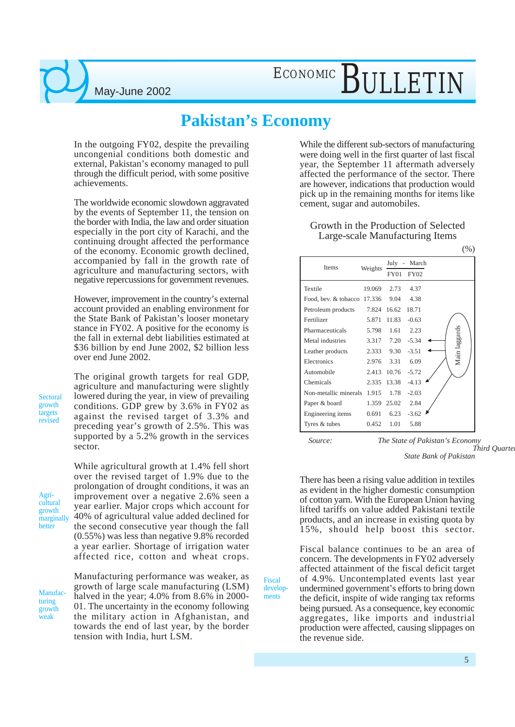# Pakistan's Economy

In the outgoing FY02, despite the prevailing uncongenial conditions both domestic and external, Pakistan's economy managed to pull through the difficult period, with some positive achievements.

The worldwide economic slowdown aggravated by the events of September 11, the tension on the border with India, the law and order situation especially in the port city of Karachi, and the continuing drought affected the performance of the economy. Economic growth declined, accompanied by fall in the growth rate of agriculture and manufacturing sectors, with negative repercussions for government revenues.

However, improvement in the country's external account provided an enabling environment for the State Bank of Pakistan's looser monetary stance in FY02. A positive for the economy is the fall in external debt liabilities estimated at $36 billion by end June 2002, $2 billion less over end June 2002.

*Sectoral growth targets revised*

The original growth targets for real GDP, agriculture and manufacturing were slightly lowered during the year, in view of prevailing conditions. GDP grew by 3.6% in FY02 as against the revised target of 3.3% and preceding year's growth of 2.5%. This was supported by a 5.2% growth in the services sector.

*Agricultural growth marginally better*

While agricultural growth at 1.4% fell short over the revised target of 1.9% due to the prolongation of drought conditions, it was an improvement over a negative 2.6% seen a year earlier. Major crops which account for 40% of agricultural value added declined for the second consecutive year though the fall (0.55%) was less than negative 9.8% recorded a year earlier. Shortage of irrigation water affected rice, cotton and wheat crops.

*Manufacturing growth weak*

Manufacturing performance was weaker, as growth of large scale manufacturing (LSM) halved in the year; 4.0% from 8.6% in 2000-01. The uncertainty in the economy following the military action in Afghanistan, and towards the end of last year, by the border tension with India, hurt LSM.

While the different sub-sectors of manufacturing were doing well in the first quarter of last fiscal year, the September 11 aftermath affected adversely affected the performance of the sector. There are however, indications that production would pick up in the remaining months for items like cement, sugar and automobiles.

**Growth in the Production of Selected Large-scale Manufacturing Items**

(%)

| Items | Weights | July - March FY01 | July - March FY02 |
|---|---|---|---|
| Textile | 19.069 | 2.73 | 4.37 |
| Food, bev. & tobacco | 17.336 | 9.04 | 4.38 |
| Petroleum products | 7.824 | 16.62 | 18.71 |
| Fertilizer | 5.871 | 11.83 | -0.63 |
| Pharmaceuticals | 5.798 | 1.61 | 2.23 |
| Metal industries | 3.317 | 7.20 | -5.34 |
| Leather products | 2.333 | 9.30 | -3.51 |
| Electronics | 2.976 | 3.31 | 6.09 |
| Automobile | 2.413 | 10.76 | -5.72 |
| Chemicals | 2.335 | 13.38 | -4.13 |
| Non-metallic minerals | 1.915 | 1.78 | -2.03 |
| Paper & board | 1.359 | 25.02 | 2.84 |
| Engineering items | 0.691 | 6.23 | -3.62 |
| Tyres & tubes | 0.452 | 1.01 | 5.88 |

Main laggards: Metal industries, Leather products, Automobile, Chemicals, Engineering items

*Source: The State of Pakistan's Economy Third Quarter, State Bank of Pakistan*

There has been a rising value addition in textiles as evident in the higher domestic consumption of cotton yarn. With the European Union having lifted tariffs on value added Pakistani textile products, and an increase in existing quota by 15%, should help boost this sector.

*Fiscal developments*

Fiscal balance continues to be an area of concern. The developments in FY02 adversely affected attainment of the fiscal deficit target of 4.9%. Uncontemplated events last year undermined government's efforts to bring down the deficit, inspite of wide ranging tax reforms being pursued. As a consequence, key economic aggregates, like imports and industrial production were affected, causing slippages on the revenue side.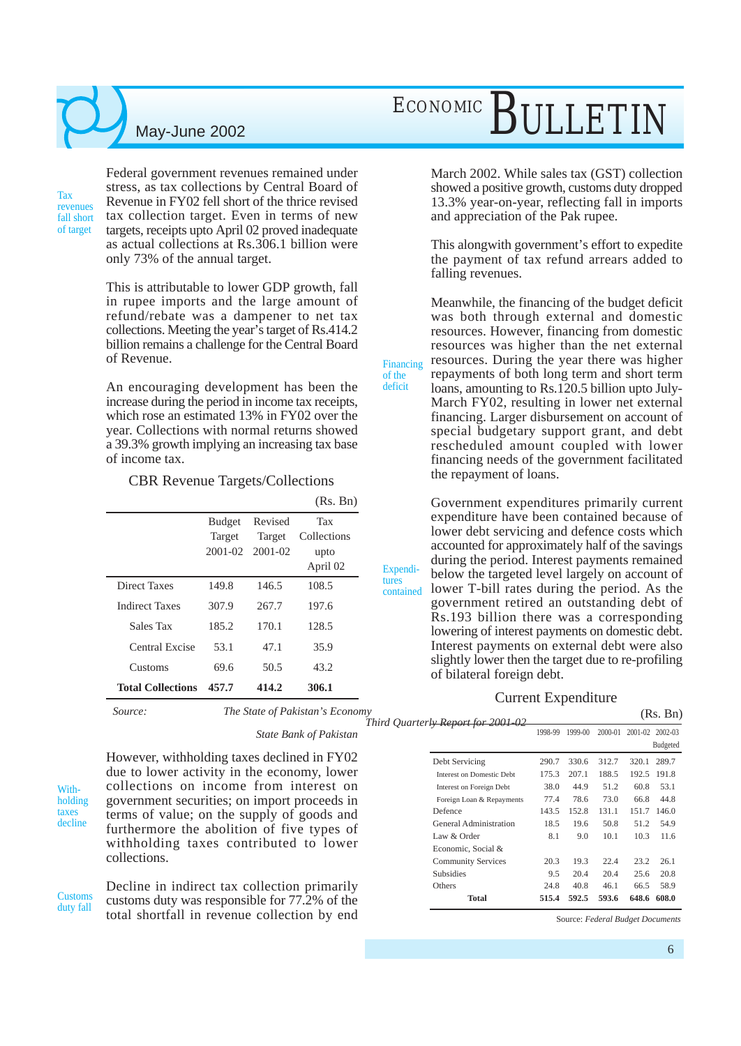**Tax revenues fall short of target**

Federal government revenues remained under stress, as tax collections by Central Board of Revenue in FY02 fell short of the thrice revised tax collection target. Even in terms of new targets, receipts upto April 02 proved inadequate as actual collections at Rs.306.1 billion were only 73% of the annual target.

This is attributable to lower GDP growth, fall in rupee imports and the large amount of refund/rebate was a dampener to net tax collections. Meeting the year's target of Rs.414.2 billion remains a challenge for the Central Board of Revenue.

An encouraging development has been the increase during the period in income tax receipts, which rose an estimated 13% in FY02 over the year. Collections with normal returns showed a 39.3% growth implying an increasing tax base of income tax.

### CBR Revenue Targets/Collections

(Rs. Bn)

| | Budget Target 2001-02 | Revised Target 2001-02 | Tax Collections upto April 02 |
|---|---|---|---|
| Direct Taxes | 149.8 | 146.5 | 108.5 |
| Indirect Taxes | 307.9 | 267.7 | 197.6 |
| Sales Tax | 185.2 | 170.1 | 128.5 |
| Central Excise | 53.1 | 47.1 | 35.9 |
| Customs | 69.6 | 50.5 | 43.2 |
| **Total Collections** | **457.7** | **414.2** | **306.1** |

*Source: The State of Pakistan's Economy Third Quarterly Report for 2001-02 State Bank of Pakistan*

**Withholding taxes decline**

However, withholding taxes declined in FY02 due to lower activity in the economy, lower collections on income from interest on government securities; on import proceeds in terms of value; on the supply of goods and furthermore the abolition of five types of withholding taxes contributed to lower collections.

**Customs duty fall**

Decline in indirect tax collection primarily customs duty was responsible for 77.2% of the total shortfall in revenue collection by end March 2002. While sales tax (GST) collection showed a positive growth, customs duty dropped 13.3% year-on-year, reflecting fall in imports and appreciation of the Pak rupee.

This alongwith government's effort to expedite the payment of tax refund arrears added to falling revenues.

**Financing of the deficit**

Meanwhile, the financing of the budget deficit was both through external and domestic resources. However, financing from domestic resources was higher than the net external resources. During the year there was higher repayments of both long term and short term loans, amounting to Rs.120.5 billion upto July-March FY02, resulting in lower net external financing. Larger disbursement on account of special budgetary support grant, and debt rescheduled amount coupled with lower financing needs of the government facilitated the repayment of loans.

**Expenditures contained**

Government expenditures primarily current expenditure have been contained because of lower debt servicing and defence costs which accounted for approximately half of the savings during the period. Interest payments remained below the targeted level largely on account of lower T-bill rates during the period. As the government retired an outstanding debt of Rs.193 billion there was a corresponding lowering of interest payments on domestic debt. Interest payments on external debt were also slightly lower then the target due to re-profiling of bilateral foreign debt.

### Current Expenditure

(Rs. Bn)

| | 1998-99 | 1999-00 | 2000-01 | 2001-02 | 2002-03 Budgeted |
|---|---|---|---|---|---|
| Debt Servicing | 290.7 | 330.6 | 312.7 | 320.1 | 289.7 |
| Interest on Domestic Debt | 175.3 | 207.1 | 188.5 | 192.5 | 191.8 |
| Interest on Foreign Debt | 38.0 | 44.9 | 51.2 | 60.8 | 53.1 |
| Foreign Loan & Repayments | 77.4 | 78.6 | 73.0 | 66.8 | 44.8 |
| Defence | 143.5 | 152.8 | 131.1 | 151.7 | 146.0 |
| General Administration | 18.5 | 19.6 | 50.8 | 51.2 | 54.9 |
| Law & Order | 8.1 | 9.0 | 10.1 | 10.3 | 11.6 |
| Economic, Social & Community Services | 20.3 | 19.3 | 22.4 | 23.2 | 26.1 |
| Subsidies | 9.5 | 20.4 | 20.4 | 25.6 | 20.8 |
| Others | 24.8 | 40.8 | 46.1 | 66.5 | 58.9 |
| **Total** | **515.4** | **592.5** | **593.6** | **648.6** | **608.0** |

Source: *Federal Budget Documents*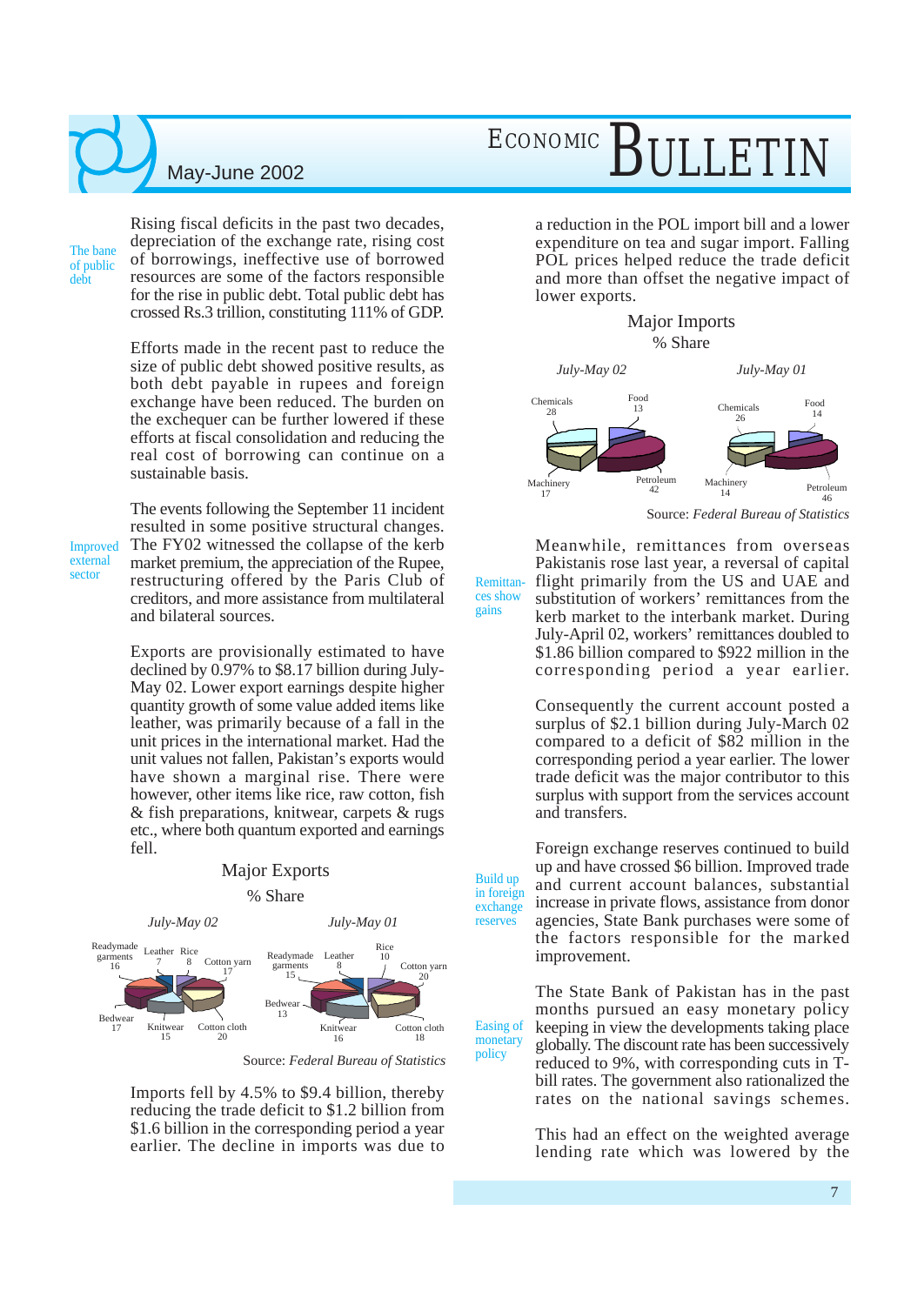**The bane of public debt**

Rising fiscal deficits in the past two decades, depreciation of the exchange rate, rising cost of borrowings, ineffective use of borrowed resources are some of the factors responsible for the rise in public debt. Total public debt has crossed Rs.3 trillion, constituting 111% of GDP.

Efforts made in the recent past to reduce the size of public debt showed positive results, as both debt payable in rupees and foreign exchange have been reduced. The burden on the exchequer can be further lowered if these efforts at fiscal consolidation and reducing the real cost of borrowing can continue on a sustainable basis.

**Improved external sector**

The events following the September 11 incident resulted in some positive structural changes. The FY02 witnessed the collapse of the kerb market premium, the appreciation of the Rupee, restructuring offered by the Paris Club of creditors, and more assistance from multilateral and bilateral sources.

Exports are provisionally estimated to have declined by 0.97% to $8.17 billion during July-May 02. Lower export earnings despite higher quantity growth of some value added items like leather, was primarily because of a fall in the unit prices in the international market. Had the unit values not fallen, Pakistan's exports would have shown a marginal rise. There were however, other items like rice, raw cotton, fish & fish preparations, knitwear, carpets & rugs etc., where both quantum exported and earnings fell.

Major Exports
% Share

| Item | July-May 02 | July-May 01 |
|---|---|---|
| Readymade garments | 16 | 15 |
| Leather | 7 | 8 |
| Rice | 8 | 10 |
| Cotton yarn | 17 | 20 |
| Cotton cloth | 20 | 18 |
| Knitwear | 15 | 16 |
| Bedwear | 17 | 13 |

Source: *Federal Bureau of Statistics*

Imports fell by 4.5% to $9.4 billion, thereby reducing the trade deficit to $1.2 billion from $1.6 billion in the corresponding period a year earlier. The decline in imports was due to a reduction in the POL import bill and a lower expenditure on tea and sugar import. Falling POL prices helped reduce the trade deficit and more than offset the negative impact of lower exports.

Major Imports
% Share

| Item | July-May 02 | July-May 01 |
|---|---|---|
| Chemicals | 28 | 26 |
| Food | 13 | 14 |
| Petroleum | 42 | 46 |
| Machinery | 17 | 14 |

Source: *Federal Bureau of Statistics*

**Remittances show gains**

Meanwhile, remittances from overseas Pakistanis rose last year, a reversal of capital flight primarily from the US and UAE and substitution of workers' remittances from the kerb market to the interbank market. During July-April 02, workers' remittances doubled to $1.86 billion compared to $922 million in the corresponding period a year earlier.

Consequently the current account posted a surplus of $2.1 billion during July-March 02 compared to a deficit of $82 million in the corresponding period a year earlier. The lower trade deficit was the major contributor to this surplus with support from the services account and transfers.

**Build up in foreign exchange reserves**

Foreign exchange reserves continued to build up and have crossed $6 billion. Improved trade and current account balances, substantial increase in private flows, assistance from donor agencies, State Bank purchases were some of the factors responsible for the marked improvement.

**Easing of monetary policy**

The State Bank of Pakistan has in the past months pursued an easy monetary policy keeping in view the developments taking place globally. The discount rate has been successively reduced to 9%, with corresponding cuts in T-bill rates. The government also rationalized the rates on the national savings schemes.

This had an effect on the weighted average lending rate which was lowered by the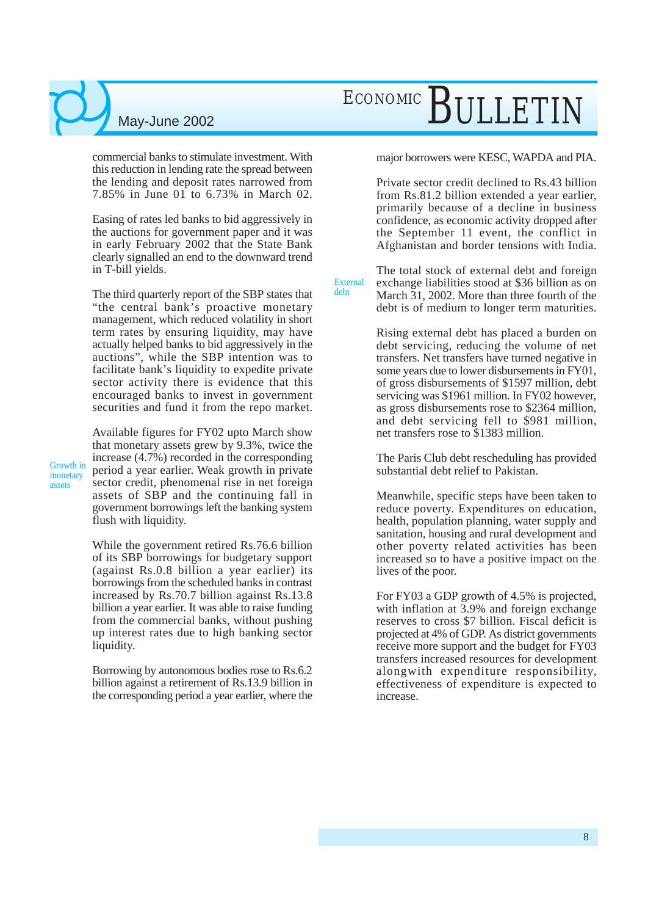commercial banks to stimulate investment. With this reduction in lending rate the spread between the lending and deposit rates narrowed from 7.85% in June 01 to 6.73% in March 02.

Easing of rates led banks to bid aggressively in the auctions for government paper and it was in early February 2002 that the State Bank clearly signalled an end to the downward trend in T-bill yields.

The third quarterly report of the SBP states that "the central bank's proactive monetary management, which reduced volatility in short term rates by ensuring liquidity, may have actually helped banks to bid aggressively in the auctions", while the SBP intention was to facilitate bank's liquidity to expedite private sector activity there is evidence that this encouraged banks to invest in government securities and fund it from the repo market.

*Growth in monetary assets*

Available figures for FY02 upto March show that monetary assets grew by 9.3%, twice the increase (4.7%) recorded in the corresponding period a year earlier. Weak growth in private sector credit, phenomenal rise in net foreign assets of SBP and the continuing fall in government borrowings left the banking system flush with liquidity.

While the government retired Rs.76.6 billion of its SBP borrowings for budgetary support (against Rs.0.8 billion a year earlier) its borrowings from the scheduled banks in contrast increased by Rs.70.7 billion against Rs.13.8 billion a year earlier. It was able to raise funding from the commercial banks, without pushing up interest rates due to high banking sector liquidity.

Borrowing by autonomous bodies rose to Rs.6.2 billion against a retirement of Rs.13.9 billion in the corresponding period a year earlier, where the major borrowers were KESC, WAPDA and PIA.

Private sector credit declined to Rs.43 billion from Rs.81.2 billion extended a year earlier, primarily because of a decline in business confidence, as economic activity dropped after the September 11 event, the conflict in Afghanistan and border tensions with India.

*External debt*

The total stock of external debt and foreign exchange liabilities stood at $36 billion as on March 31, 2002. More than three fourth of the debt is of medium to longer term maturities.

Rising external debt has placed a burden on debt servicing, reducing the volume of net transfers. Net transfers have turned negative in some years due to lower disbursements in FY01, of gross disbursements of $1597 million, debt servicing was $1961 million. In FY02 however, as gross disbursements rose to $2364 million, and debt servicing fell to $981 million, net transfers rose to $1383 million.

The Paris Club debt rescheduling has provided substantial debt relief to Pakistan.

Meanwhile, specific steps have been taken to reduce poverty. Expenditures on education, health, population planning, water supply and sanitation, housing and rural development and other poverty related activities has been increased so to have a positive impact on the lives of the poor.

For FY03 a GDP growth of 4.5% is projected, with inflation at 3.9% and foreign exchange reserves to cross $7 billion. Fiscal deficit is projected at 4% of GDP. As district governments receive more support and the budget for FY03 transfers increased resources for development alongwith expenditure responsibility, effectiveness of expenditure is expected to increase.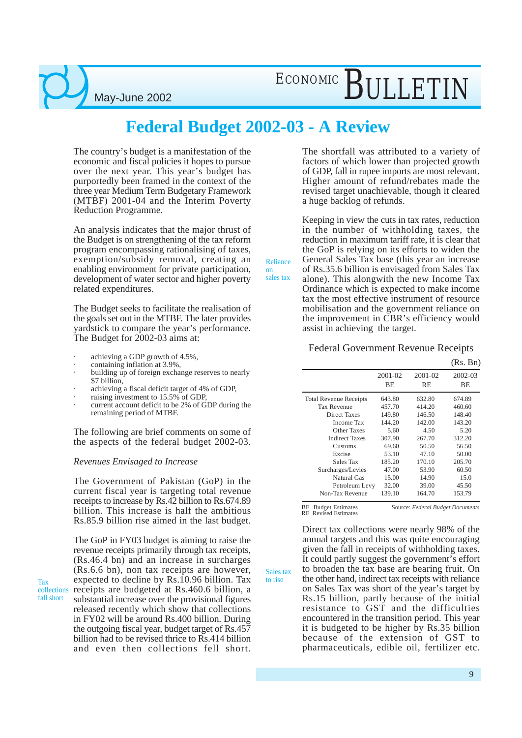# Federal Budget 2002-03 - A Review

The country's budget is a manifestation of the economic and fiscal policies it hopes to pursue over the next year. This year's budget has purportedly been framed in the context of the three year Medium Term Budgetary Framework (MTBF) 2001-04 and the Interim Poverty Reduction Programme.

An analysis indicates that the major thrust of the Budget is on strengthening of the tax reform program encompassing rationalising of taxes, exemption/subsidy removal, creating an enabling environment for private participation, development of water sector and higher poverty related expenditures.

The Budget seeks to facilitate the realisation of the goals set out in the MTBF. The later provides yardstick to compare the year's performance. The Budget for 2002-03 aims at:

- achieving a GDP growth of 4.5%,
- containing inflation at 3.9%,
- building up of foreign exchange reserves to nearly $7 billion,
- achieving a fiscal deficit target of 4% of GDP,
- raising investment to 15.5% of GDP,
- current account deficit to be 2% of GDP during the remaining period of MTBF.

The following are brief comments on some of the aspects of the federal budget 2002-03.

*Revenues Envisaged to Increase*

The Government of Pakistan (GoP) in the current fiscal year is targeting total revenue receipts to increase by Rs.42 billion to Rs.674.89 billion. This increase is half the ambitious Rs.85.9 billion rise aimed in the last budget.

The GoP in FY03 budget is aiming to raise the revenue receipts primarily through tax receipts, (Rs.46.4 bn) and an increase in surcharges (Rs.6.6 bn), non tax receipts are however, expected to decline by Rs.10.96 billion. Tax receipts are budgeted at Rs.460.6 billion, a substantial increase over the provisional figures released recently which show that collections in FY02 will be around Rs.400 billion. During the outgoing fiscal year, budget target of Rs.457 billion had to be revised thrice to Rs.414 billion and even then collections fell short.

Tax collections fall short

The shortfall was attributed to a variety of factors of which lower than projected growth of GDP, fall in rupee imports are most relevant. Higher amount of refund/rebates made the revised target unachievable, though it cleared a huge backlog of refunds.

Reliance on sales tax

Keeping in view the cuts in tax rates, reduction in the number of withholding taxes, the reduction in maximum tariff rate, it is clear that the GoP is relying on its efforts to widen the General Sales Tax base (this year an increase of Rs.35.6 billion is envisaged from Sales Tax alone). This alongwith the new Income Tax Ordinance which is expected to make income tax the most effective instrument of resource mobilisation and the government reliance on the improvement in CBR's efficiency would assist in achieving the target.

Federal Government Revenue Receipts

(Rs. Bn)

| | 2001-02 BE | 2001-02 RE | 2002-03 BE |
|---|---|---|---|
| Total Revenue Receipts | 643.80 | 632.80 | 674.89 |
| Tax Revenue | 457.70 | 414.20 | 460.60 |
| Direct Taxes | 149.80 | 146.50 | 148.40 |
| Income Tax | 144.20 | 142.00 | 143.20 |
| Other Taxes | 5.60 | 4.50 | 5.20 |
| Indirect Taxes | 307.90 | 267.70 | 312.20 |
| Customs | 69.60 | 50.50 | 56.50 |
| Excise | 53.10 | 47.10 | 50.00 |
| Sales Tax | 185.20 | 170.10 | 205.70 |
| Surcharges/Levies | 47.00 | 53.90 | 60.50 |
| Natural Gas | 15.00 | 14.90 | 15.0 |
| Petroleum Levy | 32.00 | 39.00 | 45.50 |
| Non-Tax Revenue | 139.10 | 164.70 | 153.79 |

BE Budget Estimates
RE Revised Estimates

Source: *Federal Budget Documents*

Sales tax to rise

Direct tax collections were nearly 98% of the annual targets and this was quite encouraging given the fall in receipts of withholding taxes. It could partly suggest the government's effort to broaden the tax base are bearing fruit. On the other hand, indirect tax receipts with reliance on Sales Tax was short of the year's target by Rs.15 billion, partly because of the initial resistance to GST and the difficulties encountered in the transition period. This year it is budgeted to be higher by Rs.35 billion because of the extension of GST to pharmaceuticals, edible oil, fertilizer etc.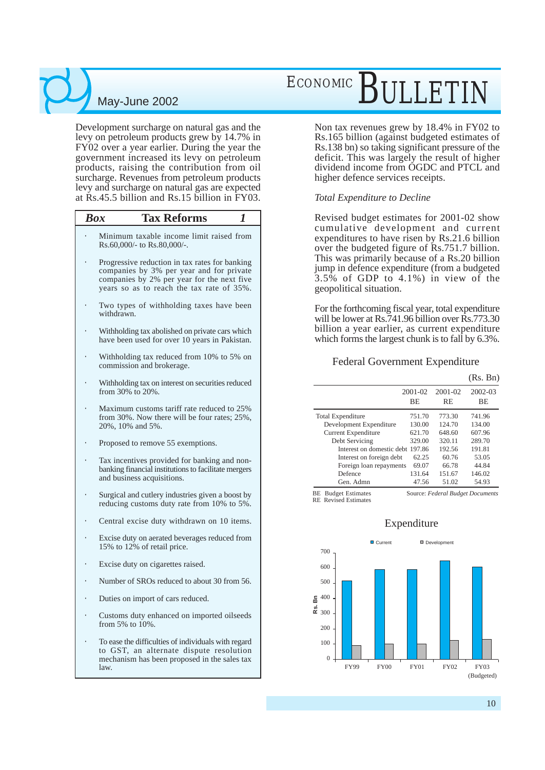Development surcharge on natural gas and the levy on petroleum products grew by 14.7% in FY02 over a year earlier. During the year the government increased its levy on petroleum products, raising the contribution from oil surcharge. Revenues from petroleum products levy and surcharge on natural gas are expected at Rs.45.5 billion and Rs.15 billion in FY03.

**Box 1: Tax Reforms**

- Minimum taxable income limit raised from Rs.60,000/- to Rs.80,000/-.
- Progressive reduction in tax rates for banking companies by 3% per year and for private companies by 2% per year for the next five years so as to reach the tax rate of 35%.
- Two types of withholding taxes have been withdrawn.
- Withholding tax abolished on private cars which have been used for over 10 years in Pakistan.
- Withholding tax reduced from 10% to 5% on commission and brokerage.
- Withholding tax on interest on securities reduced from 30% to 20%.
- Maximum customs tariff rate reduced to 25% from 30%. Now there will be four rates; 25%, 20%, 10% and 5%.
- Proposed to remove 55 exemptions.
- Tax incentives provided for banking and non-banking financial institutions to facilitate mergers and business acquisitions.
- Surgical and cutlery industries given a boost by reducing customs duty rate from 10% to 5%.
- Central excise duty withdrawn on 10 items.
- Excise duty on aerated beverages reduced from 15% to 12% of retail price.
- Excise duty on cigarettes raised.
- Number of SROs reduced to about 30 from 56.
- Duties on import of cars reduced.
- Customs duty enhanced on imported oilseeds from 5% to 10%.
- To ease the difficulties of individuals with regard to GST, an alternate dispute resolution mechanism has been proposed in the sales tax law.

Non tax revenues grew by 18.4% in FY02 to Rs.165 billion (against budgeted estimates of Rs.138 bn) so taking significant pressure of the deficit. This was largely the result of higher dividend income from OGDC and PTCL and higher defence services receipts.

*Total Expenditure to Decline*

Revised budget estimates for 2001-02 show cumulative development and current expenditures to have risen by Rs.21.6 billion over the budgeted figure of Rs.751.7 billion. This was primarily because of a Rs.20 billion jump in defence expenditure (from a budgeted 3.5% of GDP to 4.1%) in view of the geopolitical situation.

For the forthcoming fiscal year, total expenditure will be lower at Rs.741.96 billion over Rs.773.30 billion a year earlier, as current expenditure which forms the largest chunk is to fall by 6.3%.

**Federal Government Expenditure**

(Rs. Bn)

| | 2001-02 BE | 2001-02 RE | 2002-03 BE |
|---|---|---|---|
| Total Expenditure | 751.70 | 773.30 | 741.96 |
| Development Expenditure | 130.00 | 124.70 | 134.00 |
| Current Expenditure | 621.70 | 648.60 | 607.96 |
| Debt Servicing | 329.00 | 320.11 | 289.70 |
| Interest on domestic debt | 197.86 | 192.56 | 191.81 |
| Interest on foreign debt | 62.25 | 60.76 | 53.05 |
| Foreign loan repayments | 69.07 | 66.78 | 44.84 |
| Defence | 131.64 | 151.67 | 146.02 |
| Gen. Admn | 47.56 | 51.02 | 54.93 |

BE Budget Estimates
RE Revised Estimates

Source: *Federal Budget Documents*

**Expenditure**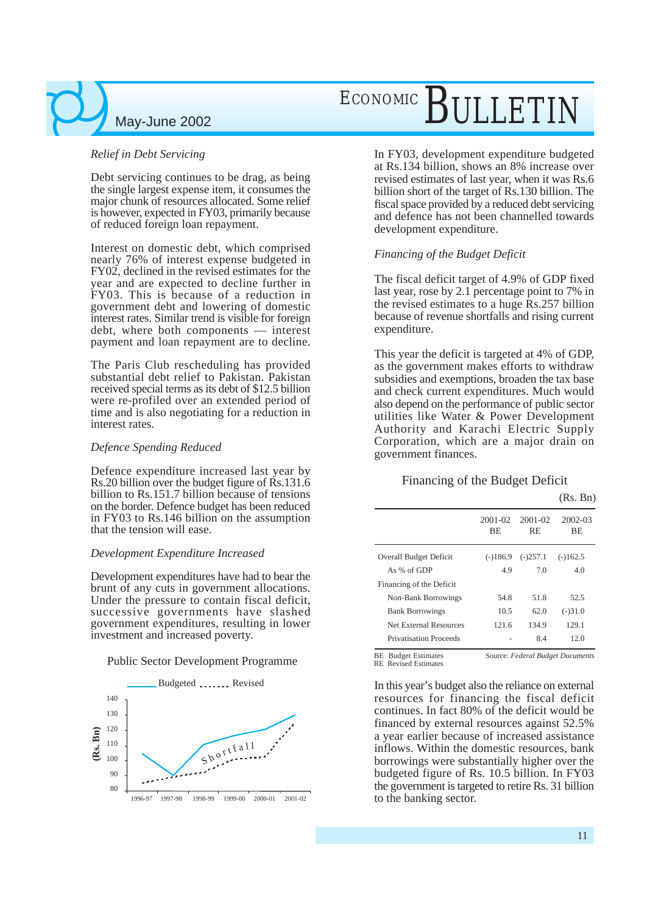### Relief in Debt Servicing

Debt servicing continues to be drag, as being the single largest expense item, it consumes the major chunk of resources allocated. Some relief is however, expected in FY03, primarily because of reduced foreign loan repayment.

Interest on domestic debt, which comprised nearly 76% of interest expense budgeted in FY02, declined in the revised estimates for the year and are expected to decline further in FY03. This is because of a reduction in government debt and lowering of domestic interest rates. Similar trend is visible for foreign debt, where both components — interest payment and loan repayment are to decline.

The Paris Club rescheduling has provided substantial debt relief to Pakistan. Pakistan received special terms as its debt of $12.5 billion were re-profiled over an extended period of time and is also negotiating for a reduction in interest rates.

### Defence Spending Reduced

Defence expenditure increased last year by Rs.20 billion over the budget figure of Rs.131.6 billion to Rs.151.7 billion because of tensions on the border. Defence budget has been reduced in FY03 to Rs.146 billion on the assumption that the tension will ease.

### Development Expenditure Increased

Development expenditures have had to bear the brunt of any cuts in government allocations. Under the pressure to contain fiscal deficit, successive governments have slashed government expenditures, resulting in lower investment and increased poverty.

Public Sector Development Programme

(Chart: Budgeted vs Revised, Rs. Bn, 1996-97 to 2001-02; "Shortfall")

In FY03, development expenditure budgeted at Rs.134 billion, shows an 8% increase over revised estimates of last year, when it was Rs.6 billion short of the target of Rs.130 billion. The fiscal space provided by a reduced debt servicing and defence has not been channelled towards development expenditure.

### Financing of the Budget Deficit

The fiscal deficit target of 4.9% of GDP fixed last year, rose by 2.1 percentage point to 7% in the revised estimates to a huge Rs.257 billion because of revenue shortfalls and rising current expenditure.

This year the deficit is targeted at 4% of GDP, as the government makes efforts to withdraw subsidies and exemptions, broaden the tax base and check current expenditures. Much would also depend on the performance of public sector utilities like Water & Power Development Authority and Karachi Electric Supply Corporation, which are a major drain on government finances.

Financing of the Budget Deficit

(Rs. Bn)

| | 2001-02 BE | 2001-02 RE | 2002-03 BE |
|---|---|---|---|
| Overall Budget Deficit | (-)186.9 | (-)257.1 | (-)162.5 |
| As % of GDP | 4.9 | 7.0 | 4.0 |
| Financing of the Deficit | | | |
| Non-Bank Borrowings | 54.8 | 51.8 | 52.5 |
| Bank Borrowings | 10.5 | 62.0 | (-)31.0 |
| Net External Resources | 121.6 | 134.9 | 129.1 |
| Privatisation Proceeds | - | 8.4 | 12.0 |

BE Budget Estimates
RE Revised Estimates

Source: *Federal Budget Documents*

In this year's budget also the reliance on external resources for financing the fiscal deficit continues. In fact 80% of the deficit would be financed by external resources against 52.5% a year earlier because of increased assistance inflows. Within the domestic resources, bank borrowings were substantially higher over the budgeted figure of Rs. 10.5 billion. In FY03 the government is targeted to retire Rs. 31 billion to the banking sector.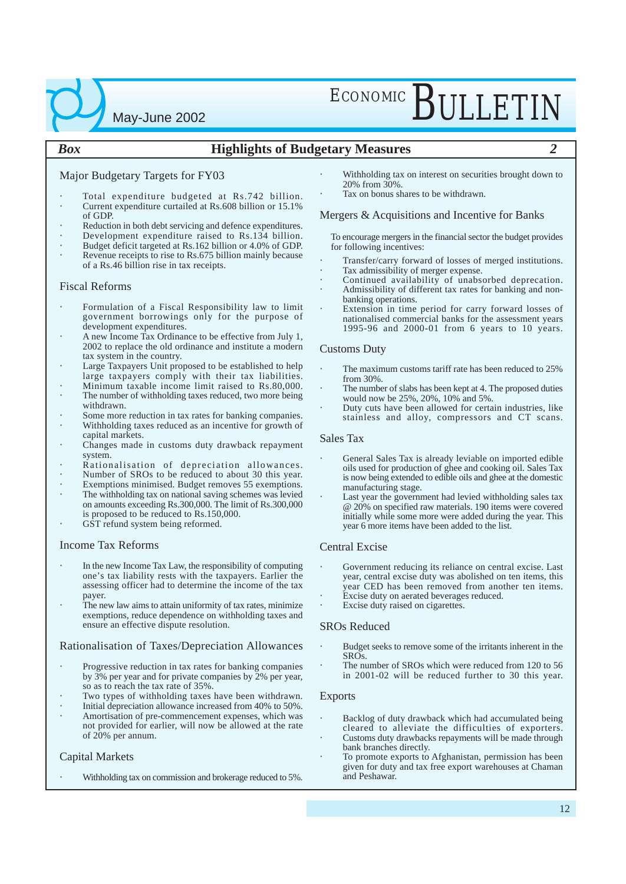## Box — Highlights of Budgetary Measures — 2

### Major Budgetary Targets for FY03

- Total expenditure budgeted at Rs.742 billion.
- Current expenditure curtailed at Rs.608 billion or 15.1% of GDP.
- Reduction in both debt servicing and defence expenditures.
- Development expenditure raised to Rs.134 billion.
- Budget deficit targeted at Rs.162 billion or 4.0% of GDP.
- Revenue receipts to rise to Rs.675 billion mainly because of a Rs.46 billion rise in tax receipts.

### Fiscal Reforms

- Formulation of a Fiscal Responsibility law to limit government borrowings only for the purpose of development expenditures.
- A new Income Tax Ordinance to be effective from July 1, 2002 to replace the old ordinance and institute a modern tax system in the country.
- Large Taxpayers Unit proposed to be established to help large taxpayers comply with their tax liabilities.
- Minimum taxable income limit raised to Rs.80,000.
- The number of withholding taxes reduced, two more being withdrawn.
- Some more reduction in tax rates for banking companies.
- Withholding taxes reduced as an incentive for growth of capital markets.
- Changes made in customs duty drawback repayment system.
- Rationalisation of depreciation allowances.
- Number of SROs to be reduced to about 30 this year.
- Exemptions minimised. Budget removes 55 exemptions.
- The withholding tax on national saving schemes was levied on amounts exceeding Rs.300,000. The limit of Rs.300,000 is proposed to be reduced to Rs.150,000.
- GST refund system being reformed.

### Income Tax Reforms

- In the new Income Tax Law, the responsibility of computing one's tax liability rests with the taxpayers. Earlier the assessing officer had to determine the income of the tax payer.
- The new law aims to attain uniformity of tax rates, minimize exemptions, reduce dependence on withholding taxes and ensure an effective dispute resolution.

### Rationalisation of Taxes/Depreciation Allowances

- Progressive reduction in tax rates for banking companies by 3% per year and for private companies by 2% per year, so as to reach the tax rate of 35%.
- Two types of withholding taxes have been withdrawn.
- Initial depreciation allowance increased from 40% to 50%.
- Amortisation of pre-commencement expenses, which was not provided for earlier, will now be allowed at the rate of 20% per annum.

### Capital Markets

- Withholding tax on commission and brokerage reduced to 5%.
- Withholding tax on interest on securities brought down to 20% from 30%.
- Tax on bonus shares to be withdrawn.

### Mergers & Acquisitions and Incentive for Banks

To encourage mergers in the financial sector the budget provides for following incentives:

- Transfer/carry forward of losses of merged institutions.
- Tax admissibility of merger expense.
- Continued availability of unabsorbed deprecation.
- Admissibility of different tax rates for banking and non-banking operations.
- Extension in time period for carry forward losses of nationalised commercial banks for the assessment years 1995-96 and 2000-01 from 6 years to 10 years.

### Customs Duty

- The maximum customs tariff rate has been reduced to 25% from 30%.
- The number of slabs has been kept at 4. The proposed duties would now be 25%, 20%, 10% and 5%.
- Duty cuts have been allowed for certain industries, like stainless and alloy, compressors and CT scans.

### Sales Tax

- General Sales Tax is already leviable on imported edible oils used for production of ghee and cooking oil. Sales Tax is now being extended to edible oils and ghee at the domestic manufacturing stage.
- Last year the government had levied withholding sales tax @ 20% on specified raw materials. 190 items were covered initially while some more were added during the year. This year 6 more items have been added to the list.

### Central Excise

- Government reducing its reliance on central excise. Last year, central excise duty was abolished on ten items, this year CED has been removed from another ten items.
- Excise duty on aerated beverages reduced.
- Excise duty raised on cigarettes.

### SROs Reduced

- Budget seeks to remove some of the irritants inherent in the SROs.
- The number of SROs which were reduced from 120 to 56 in 2001-02 will be reduced further to 30 this year.

### Exports

- Backlog of duty drawback which had accumulated being cleared to alleviate the difficulties of exporters.
- Customs duty drawbacks repayments will be made through bank branches directly.
- To promote exports to Afghanistan, permission has been given for duty and tax free export warehouses at Chaman and Peshawar.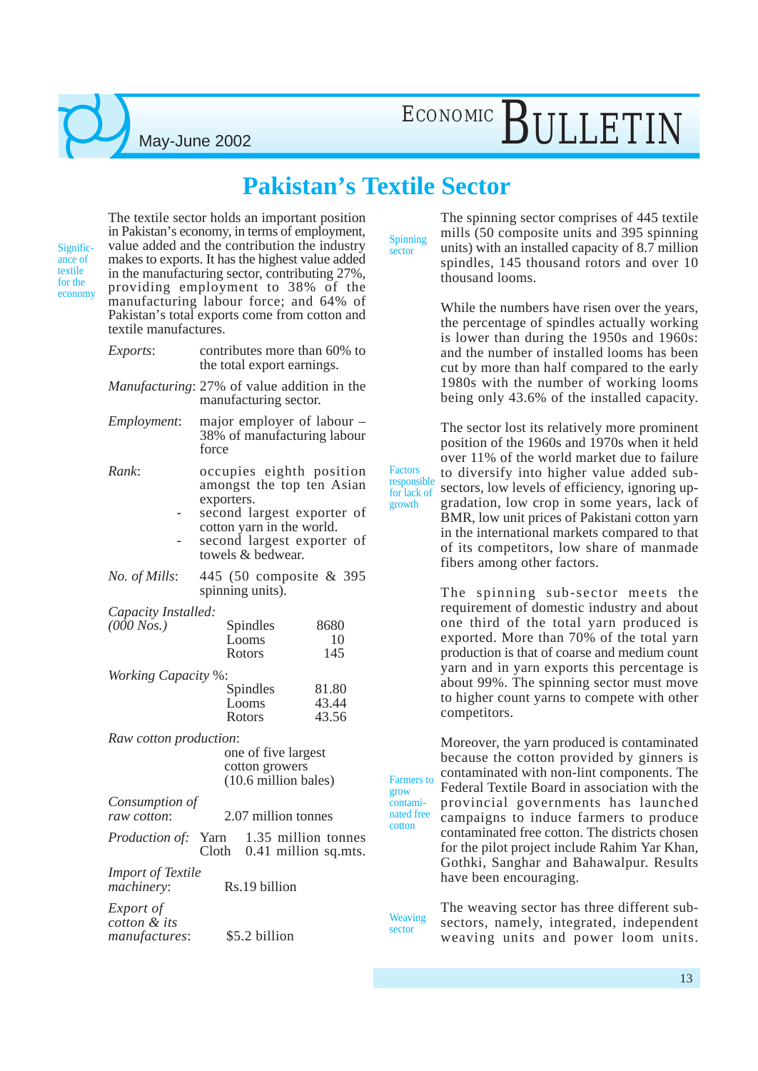# Pakistan's Textile Sector

Significance of textile for the economy

The textile sector holds an important position in Pakistan's economy, in terms of employment, value added and the contribution the industry makes to exports. It has the highest value added in the manufacturing sector, contributing 27%, providing employment to 38% of the manufacturing labour force; and 64% of Pakistan's total exports come from cotton and textile manufactures.

| | | |
|---|---|---|
| *Exports*: | contributes more than 60% to the total export earnings. | |
| *Manufacturing*: | 27% of value addition in the manufacturing sector. | |
| *Employment*: | major employer of labour – 38% of manufacturing labour force | |
| *Rank*: | occupies eighth position amongst the top ten Asian exporters.<br>- second largest exporter of cotton yarn in the world.<br>- second largest exporter of towels & bedwear. | |
| *No. of Mills*: | 445 (50 composite & 395 spinning units). | |
| *Capacity Installed: (000 Nos.)* | Spindles | 8680 |
| | Looms | 10 |
| | Rotors | 145 |
| *Working Capacity* %: | Spindles | 81.80 |
| | Looms | 43.44 |
| | Rotors | 43.56 |
| *Raw cotton production*: | one of five largest cotton growers (10.6 million bales) | |
| *Consumption of raw cotton*: | 2.07 million tonnes | |
| *Production of*: | Yarn | 1.35 million tonnes |
| | Cloth | 0.41 million sq.mts. |
| *Import of Textile machinery*: | Rs.19 billion | |
| *Export of cotton & its manufactures*: | $5.2 billion | |

Spinning sector

The spinning sector comprises of 445 textile mills (50 composite units and 395 spinning units) with an installed capacity of 8.7 million spindles, 145 thousand rotors and over 10 thousand looms.

While the numbers have risen over the years, the percentage of spindles actually working is lower than during the 1950s and 1960s: and the number of installed looms has been cut by more than half compared to the early 1980s with the number of working looms being only 43.6% of the installed capacity.

Factors responsible for lack of growth

The sector lost its relatively more prominent position of the 1960s and 1970s when it held over 11% of the world market due to failure to diversify into higher value added sub-sectors, low levels of efficiency, ignoring up-gradation, low crop in some years, lack of BMR, low unit prices of Pakistani cotton yarn in the international markets compared to that of its competitors, low share of manmade fibers among other factors.

The spinning sub-sector meets the requirement of domestic industry and about one third of the total yarn produced is exported. More than 70% of the total yarn production is that of coarse and medium count yarn and in yarn exports this percentage is about 99%. The spinning sector must move to higher count yarns to compete with other competitors.

Farmers to grow contaminated free cotton

Moreover, the yarn produced is contaminated because the cotton provided by ginners is contaminated with non-lint components. The Federal Textile Board in association with the provincial governments has launched campaigns to induce farmers to produce contaminated free cotton. The districts chosen for the pilot project include Rahim Yar Khan, Gothki, Sanghar and Bahawalpur. Results have been encouraging.

Weaving sector

The weaving sector has three different sub-sectors, namely, integrated, independent weaving units and power loom units.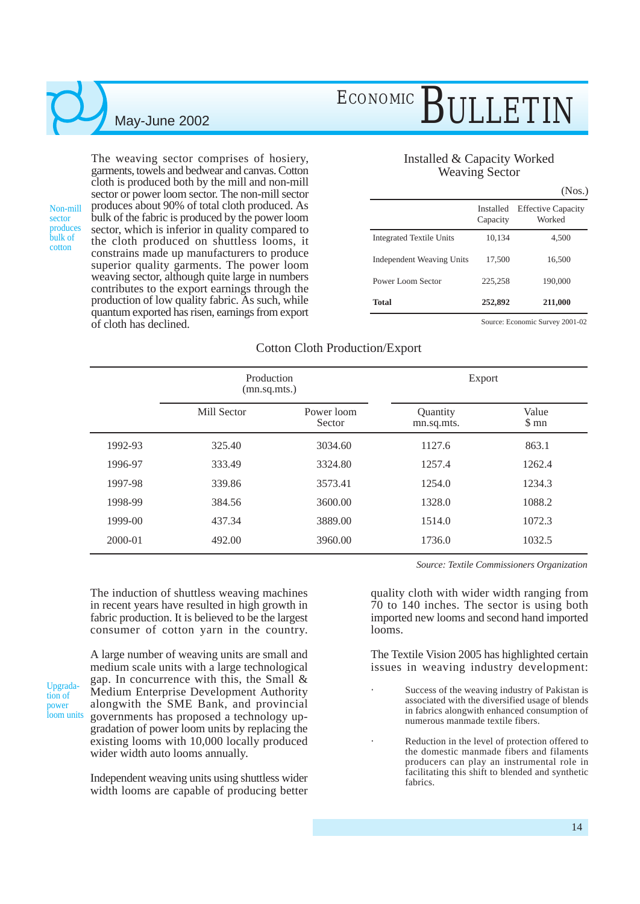Non-mill sector produces bulk of cotton

The weaving sector comprises of hosiery, garments, towels and bedwear and canvas. Cotton cloth is produced both by the mill and non-mill sector or power loom sector. The non-mill sector produces about 90% of total cloth produced. As bulk of the fabric is produced by the power loom sector, which is inferior in quality compared to the cloth produced on shuttless looms, it constrains made up manufacturers to produce superior quality garments. The power loom weaving sector, although quite large in numbers contributes to the export earnings through the production of low quality fabric. As such, while quantum exported has risen, earnings from export of cloth has declined.

**Installed & Capacity Worked Weaving Sector**

(Nos.)

| | Installed Capacity | Effective Capacity Worked |
|---|---|---|
| Integrated Textile Units | 10,134 | 4,500 |
| Independent Weaving Units | 17,500 | 16,500 |
| Power Loom Sector | 225,258 | 190,000 |
| **Total** | **252,892** | **211,000** |

Source: Economic Survey 2001-02

**Cotton Cloth Production/Export**

| | Production (mn.sq.mts.) | | Export | |
|---|---|---|---|---|
| | Mill Sector | Power loom Sector | Quantity mn.sq.mts. | Value $ mn |
| 1992-93 | 325.40 | 3034.60 | 1127.6 | 863.1 |
| 1996-97 | 333.49 | 3324.80 | 1257.4 | 1262.4 |
| 1997-98 | 339.86 | 3573.41 | 1254.0 | 1234.3 |
| 1998-99 | 384.56 | 3600.00 | 1328.0 | 1088.2 |
| 1999-00 | 437.34 | 3889.00 | 1514.0 | 1072.3 |
| 2000-01 | 492.00 | 3960.00 | 1736.0 | 1032.5 |

*Source: Textile Commissioners Organization*

The induction of shuttless weaving machines in recent years have resulted in high growth in fabric production. It is believed to be the largest consumer of cotton yarn in the country.

Upgradation of power loom units

A large number of weaving units are small and medium scale units with a large technological gap. In concurrence with this, the Small & Medium Enterprise Development Authority alongwith the SME Bank, and provincial governments has proposed a technology upgradation of power loom units by replacing the existing looms with 10,000 locally produced wider width auto looms annually.

Independent weaving units using shuttless wider width looms are capable of producing better quality cloth with wider width ranging from 70 to 140 inches. The sector is using both imported new looms and second hand imported looms.

The Textile Vision 2005 has highlighted certain issues in weaving industry development:

- Success of the weaving industry of Pakistan is associated with the diversified usage of blends in fabrics alongwith enhanced consumption of numerous manmade textile fibers.
- Reduction in the level of protection offered to the domestic manmade fibers and filaments producers can play an instrumental role in facilitating this shift to blended and synthetic fabrics.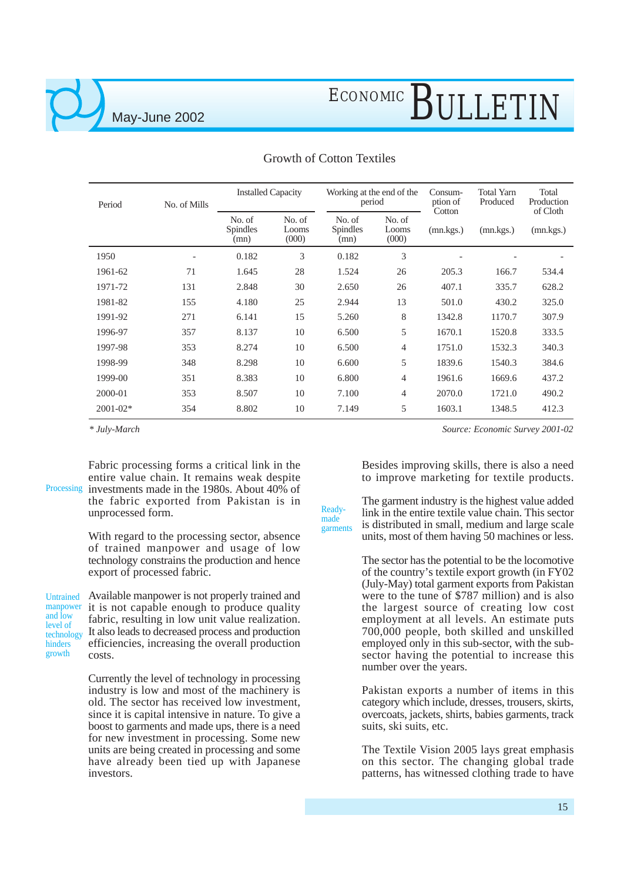## Growth of Cotton Textiles

| Period | No. of Mills | Installed Capacity | | Working at the end of the period | | Consumption of Cotton | Total Yarn Produced | Total Production of Cloth |
|---|---|---|---|---|---|---|---|---|
| | | No. of Spindles (mn) | No. of Looms (000) | No. of Spindles (mn) | No. of Looms (000) | (mn.kgs.) | (mn.kgs.) | (mn.kgs.) |
| 1950 | - | 0.182 | 3 | 0.182 | 3 | - | - | - |
| 1961-62 | 71 | 1.645 | 28 | 1.524 | 26 | 205.3 | 166.7 | 534.4 |
| 1971-72 | 131 | 2.848 | 30 | 2.650 | 26 | 407.1 | 335.7 | 628.2 |
| 1981-82 | 155 | 4.180 | 25 | 2.944 | 13 | 501.0 | 430.2 | 325.0 |
| 1991-92 | 271 | 6.141 | 15 | 5.260 | 8 | 1342.8 | 1170.7 | 307.9 |
| 1996-97 | 357 | 8.137 | 10 | 6.500 | 5 | 1670.1 | 1520.8 | 333.5 |
| 1997-98 | 353 | 8.274 | 10 | 6.500 | 4 | 1751.0 | 1532.3 | 340.3 |
| 1998-99 | 348 | 8.298 | 10 | 6.600 | 5 | 1839.6 | 1540.3 | 384.6 |
| 1999-00 | 351 | 8.383 | 10 | 6.800 | 4 | 1961.6 | 1669.6 | 437.2 |
| 2000-01 | 353 | 8.507 | 10 | 7.100 | 4 | 2070.0 | 1721.0 | 490.2 |
| 2001-02* | 354 | 8.802 | 10 | 7.149 | 5 | 1603.1 | 1348.5 | 412.3 |

*\* July-March*

*Source: Economic Survey 2001-02*

**Processing**

Fabric processing forms a critical link in the entire value chain. It remains weak despite investments made in the 1980s. About 40% of the fabric exported from Pakistan is in unprocessed form.

With regard to the processing sector, absence of trained manpower and usage of low technology constrains the production and hence export of processed fabric.

**Untrained manpower and low level of technology hinders growth**

Available manpower is not properly trained and it is not capable enough to produce quality fabric, resulting in low unit value realization. It also leads to decreased process and production efficiencies, increasing the overall production costs.

Currently the level of technology in processing industry is low and most of the machinery is old. The sector has received low investment, since it is capital intensive in nature. To give a boost to garments and made ups, there is a need for new investment in processing. Some new units are being created in processing and some have already been tied up with Japanese investors.

Besides improving skills, there is also a need to improve marketing for textile products.

**Ready-made garments**

The garment industry is the highest value added link in the entire textile value chain. This sector is distributed in small, medium and large scale units, most of them having 50 machines or less.

The sector has the potential to be the locomotive of the country's textile export growth (in FY02 (July-May) total garment exports from Pakistan were to the tune of $787 million) and is also the largest source of creating low cost employment at all levels. An estimate puts 700,000 people, both skilled and unskilled employed only in this sub-sector, with the sub-sector having the potential to increase this number over the years.

Pakistan exports a number of items in this category which include, dresses, trousers, skirts, overcoats, jackets, shirts, babies garments, track suits, ski suits, etc.

The Textile Vision 2005 lays great emphasis on this sector. The changing global trade patterns, has witnessed clothing trade to have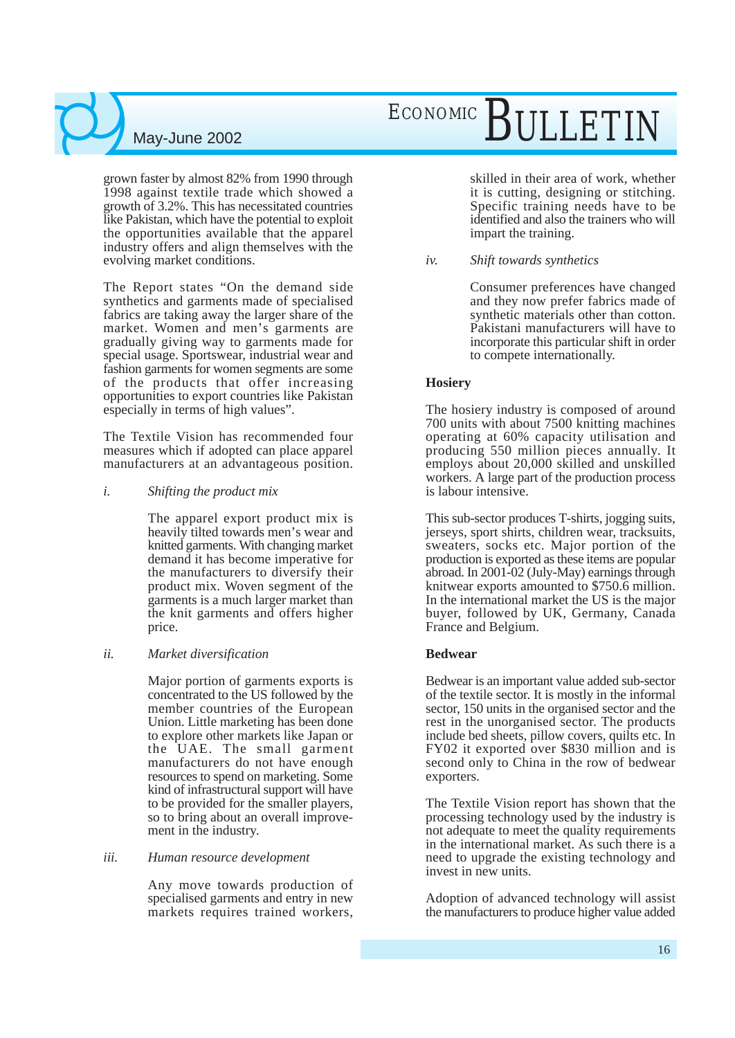grown faster by almost 82% from 1990 through 1998 against textile trade which showed a growth of 3.2%. This has necessitated countries like Pakistan, which have the potential to exploit the opportunities available that the apparel industry offers and align themselves with the evolving market conditions.

The Report states "On the demand side synthetics and garments made of specialised fabrics are taking away the larger share of the market. Women and men's garments are gradually giving way to garments made for special usage. Sportswear, industrial wear and fashion garments for women segments are some of the products that offer increasing opportunities to export countries like Pakistan especially in terms of high values".

The Textile Vision has recommended four measures which if adopted can place apparel manufacturers at an advantageous position.

i. *Shifting the product mix*

The apparel export product mix is heavily tilted towards men's wear and knitted garments. With changing market demand it has become imperative for the manufacturers to diversify their product mix. Woven segment of the garments is a much larger market than the knit garments and offers higher price.

ii. *Market diversification*

Major portion of garments exports is concentrated to the US followed by the member countries of the European Union. Little marketing has been done to explore other markets like Japan or the UAE. The small garment manufacturers do not have enough resources to spend on marketing. Some kind of infrastructural support will have to be provided for the smaller players, so to bring about an overall improvement in the industry.

iii. *Human resource development*

Any move towards production of specialised garments and entry in new markets requires trained workers, skilled in their area of work, whether it is cutting, designing or stitching. Specific training needs have to be identified and also the trainers who will impart the training.

iv. *Shift towards synthetics*

Consumer preferences have changed and they now prefer fabrics made of synthetic materials other than cotton. Pakistani manufacturers will have to incorporate this particular shift in order to compete internationally.

**Hosiery**

The hosiery industry is composed of around 700 units with about 7500 knitting machines operating at 60% capacity utilisation and producing 550 million pieces annually. It employs about 20,000 skilled and unskilled workers. A large part of the production process is labour intensive.

This sub-sector produces T-shirts, jogging suits, jerseys, sport shirts, children wear, tracksuits, sweaters, socks etc. Major portion of the production is exported as these items are popular abroad. In 2001-02 (July-May) earnings through knitwear exports amounted to $750.6 million. In the international market the US is the major buyer, followed by UK, Germany, Canada France and Belgium.

**Bedwear**

Bedwear is an important value added sub-sector of the textile sector. It is mostly in the informal sector, 150 units in the organised sector and the rest in the unorganised sector. The products include bed sheets, pillow covers, quilts etc. In FY02 it exported over $830 million and is second only to China in the row of bedwear exporters.

The Textile Vision report has shown that the processing technology used by the industry is not adequate to meet the quality requirements in the international market. As such there is a need to upgrade the existing technology and invest in new units.

Adoption of advanced technology will assist the manufacturers to produce higher value added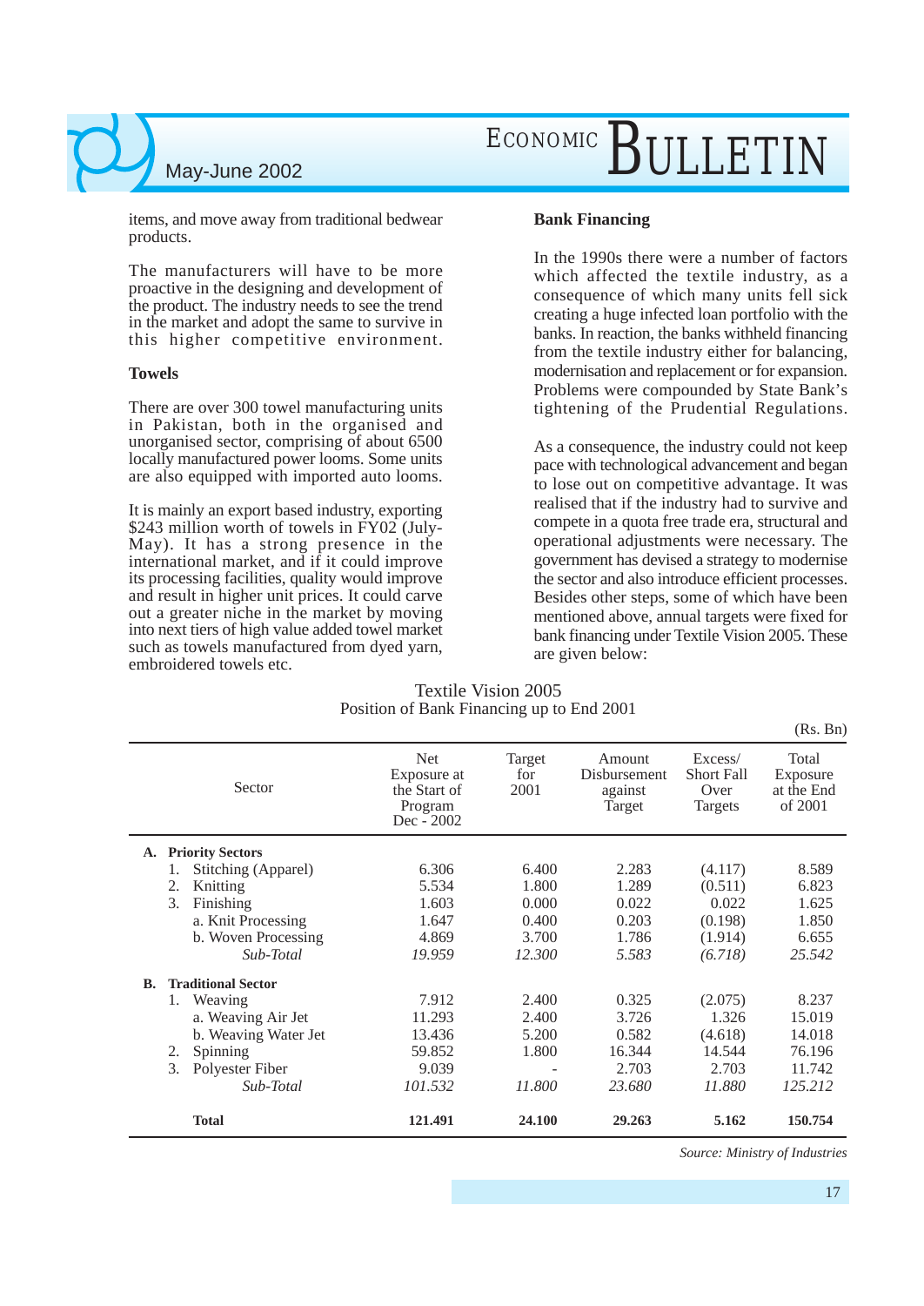items, and move away from traditional bedwear products.

The manufacturers will have to be more proactive in the designing and development of the product. The industry needs to see the trend in the market and adopt the same to survive in this higher competitive environment.

**Towels**

There are over 300 towel manufacturing units in Pakistan, both in the organised and unorganised sector, comprising of about 6500 locally manufactured power looms. Some units are also equipped with imported auto looms.

It is mainly an export based industry, exporting $243 million worth of towels in FY02 (July-May). It has a strong presence in the international market, and if it could improve its processing facilities, quality would improve and result in higher unit prices. It could carve out a greater niche in the market by moving into next tiers of high value added towel market such as towels manufactured from dyed yarn, embroidered towels etc.

**Bank Financing**

In the 1990s there were a number of factors which affected the textile industry, as a consequence of which many units fell sick creating a huge infected loan portfolio with the banks. In reaction, the banks withheld financing from the textile industry either for balancing, modernisation and replacement or for expansion. Problems were compounded by State Bank's tightening of the Prudential Regulations.

As a consequence, the industry could not keep pace with technological advancement and began to lose out on competitive advantage. It was realised that if the industry had to survive and compete in a quota free trade era, structural and operational adjustments were necessary. The government has devised a strategy to modernise the sector and also introduce efficient processes. Besides other steps, some of which have been mentioned above, annual targets were fixed for bank financing under Textile Vision 2005. These are given below:

Textile Vision 2005
Position of Bank Financing up to End 2001

(Rs. Bn)

| Sector | Net Exposure at the Start of Program Dec - 2002 | Target for 2001 | Amount Disbursement against Target | Excess/ Short Fall Over Targets | Total Exposure at the End of 2001 |
|---|---|---|---|---|---|
| **A. Priority Sectors** | | | | | |
| 1. Stitching (Apparel) | 6.306 | 6.400 | 2.283 | (4.117) | 8.589 |
| 2. Knitting | 5.534 | 1.800 | 1.289 | (0.511) | 6.823 |
| 3. Finishing | 1.603 | 0.000 | 0.022 | 0.022 | 1.625 |
| a. Knit Processing | 1.647 | 0.400 | 0.203 | (0.198) | 1.850 |
| b. Woven Processing | 4.869 | 3.700 | 1.786 | (1.914) | 6.655 |
| *Sub-Total* | *19.959* | *12.300* | *5.583* | *(6.718)* | *25.542* |
| **B. Traditional Sector** | | | | | |
| 1. Weaving | 7.912 | 2.400 | 0.325 | (2.075) | 8.237 |
| a. Weaving Air Jet | 11.293 | 2.400 | 3.726 | 1.326 | 15.019 |
| b. Weaving Water Jet | 13.436 | 5.200 | 0.582 | (4.618) | 14.018 |
| 2. Spinning | 59.852 | 1.800 | 16.344 | 14.544 | 76.196 |
| 3. Polyester Fiber | 9.039 | - | 2.703 | 2.703 | 11.742 |
| *Sub-Total* | *101.532* | *11.800* | *23.680* | *11.880* | *125.212* |
| **Total** | **121.491** | **24.100** | **29.263** | **5.162** | **150.754** |

*Source: Ministry of Industries*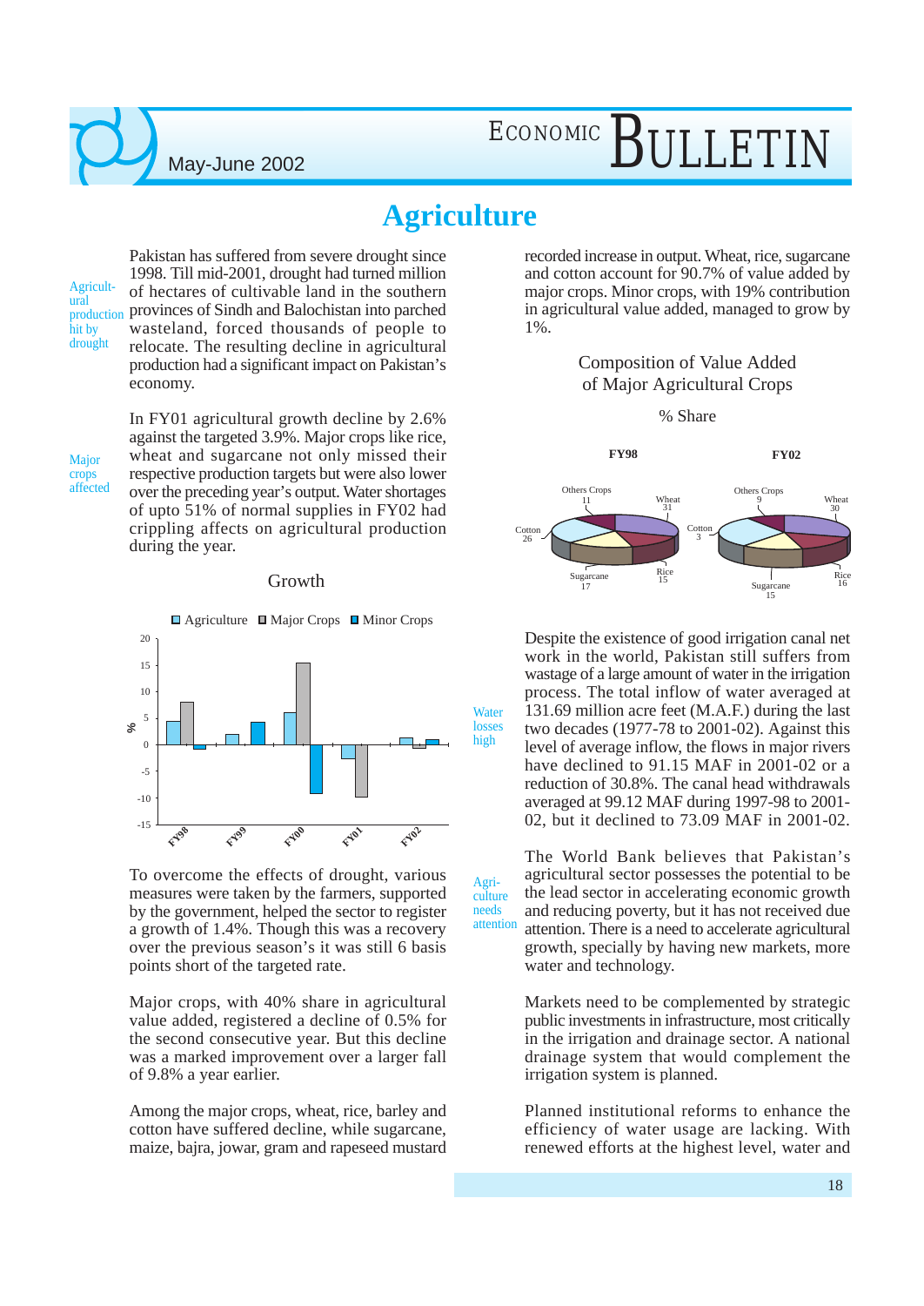# Agriculture

**Agricultural production hit by drought**

Pakistan has suffered from severe drought since 1998. Till mid-2001, drought had turned million of hectares of cultivable land in the southern provinces of Sindh and Balochistan into parched wasteland, forced thousands of people to relocate. The resulting decline in agricultural production had a significant impact on Pakistan's economy.

**Major crops affected**

In FY01 agricultural growth decline by 2.6% against the targeted 3.9%. Major crops like rice, wheat and sugarcane not only missed their respective production targets but were also lower over the preceding year's output. Water shortages of upto 51% of normal supplies in FY02 had crippling affects on agricultural production during the year.

Growth

To overcome the effects of drought, various measures were taken by the farmers, supported by the government, helped the sector to register a growth of 1.4%. Though this was a recovery over the previous season's it was still 6 basis points short of the targeted rate.

Major crops, with 40% share in agricultural value added, registered a decline of 0.5% for the second consecutive year. But this decline was a marked improvement over a larger fall of 9.8% a year earlier.

Among the major crops, wheat, rice, barley and cotton have suffered decline, while sugarcane, maize, bajra, jowar, gram and rapeseed mustard recorded increase in output. Wheat, rice, sugarcane and cotton account for 90.7% of value added by major crops. Minor crops, with 19% contribution in agricultural value added, managed to grow by 1%.

Composition of Value Added of Major Agricultural Crops

% Share

| Crop | FY98 | FY02 |
|---|---|---|
| Wheat | 31 | 30 |
| Rice | 15 | 16 |
| Sugarcane | 17 | 15 |
| Cotton | 26 | 3 |
| Others Crops | 11 | 9 |

**Water losses high**

Despite the existence of good irrigation canal net work in the world, Pakistan still suffers from wastage of a large amount of water in the irrigation process. The total inflow of water averaged at 131.69 million acre feet (M.A.F.) during the last two decades (1977-78 to 2001-02). Against this level of average inflow, the flows in major rivers have declined to 91.15 MAF in 2001-02 or a reduction of 30.8%. The canal head withdrawals averaged at 99.12 MAF during 1997-98 to 2001-02, but it declined to 73.09 MAF in 2001-02.

**Agriculture needs attention**

The World Bank believes that Pakistan's agricultural sector possesses the potential to be the lead sector in accelerating economic growth and reducing poverty, but it has not received due attention. There is a need to accelerate agricultural growth, specially by having new markets, more water and technology.

Markets need to be complemented by strategic public investments in infrastructure, most critically in the irrigation and drainage sector. A national drainage system that would complement the irrigation system is planned.

Planned institutional reforms to enhance the efficiency of water usage are lacking. With renewed efforts at the highest level, water and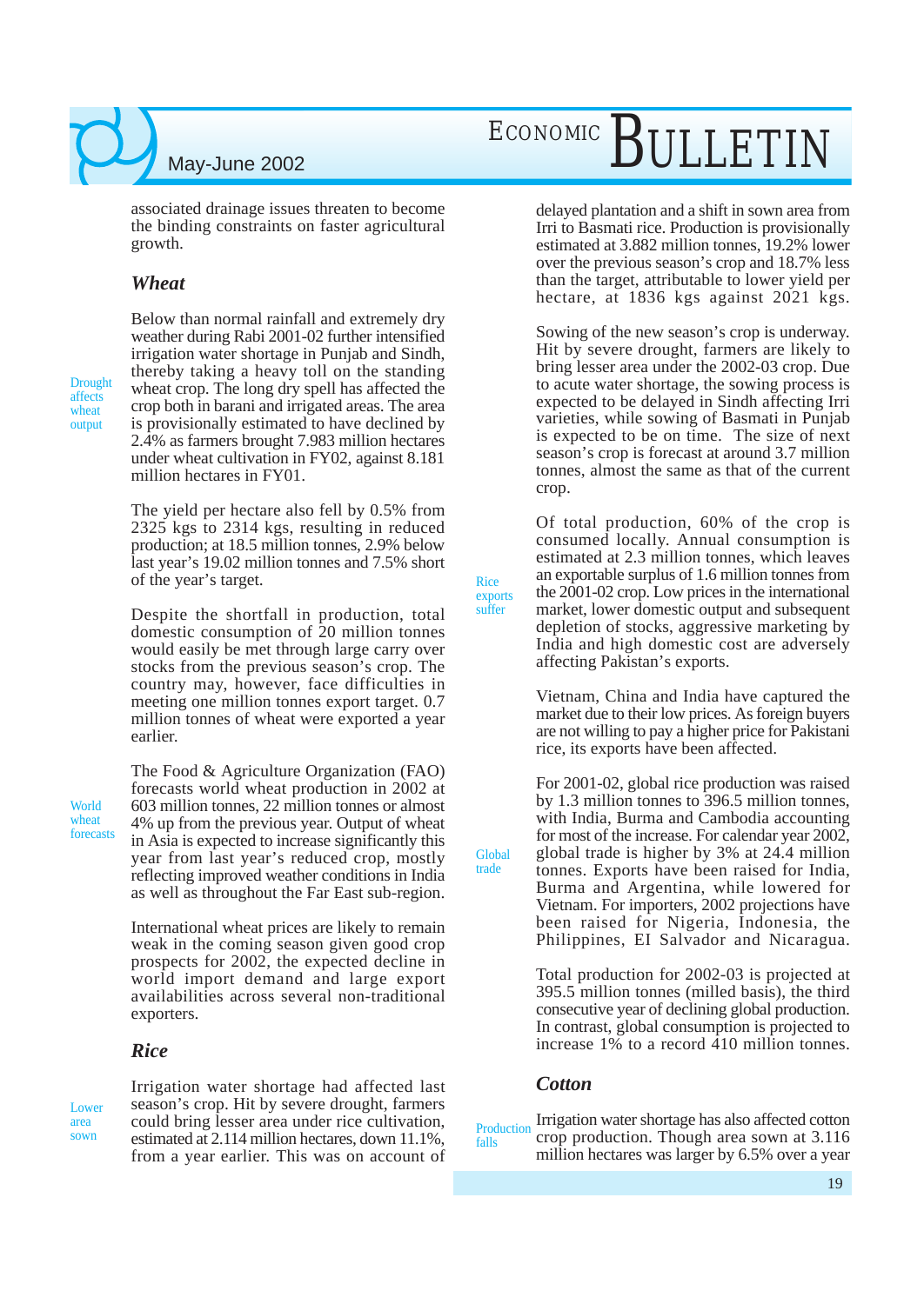associated drainage issues threaten to become the binding constraints on faster agricultural growth.

### *Wheat*

Drought affects wheat output

Below than normal rainfall and extremely dry weather during Rabi 2001-02 further intensified irrigation water shortage in Punjab and Sindh, thereby taking a heavy toll on the standing wheat crop. The long dry spell has affected the crop both in barani and irrigated areas. The area is provisionally estimated to have declined by 2.4% as farmers brought 7.983 million hectares under wheat cultivation in FY02, against 8.181 million hectares in FY01.

The yield per hectare also fell by 0.5% from 2325 kgs to 2314 kgs, resulting in reduced production; at 18.5 million tonnes, 2.9% below last year's 19.02 million tonnes and 7.5% short of the year's target.

Despite the shortfall in production, total domestic consumption of 20 million tonnes would easily be met through large carry over stocks from the previous season's crop. The country may, however, face difficulties in meeting one million tonnes export target. 0.7 million tonnes of wheat were exported a year earlier.

World wheat forecasts

The Food & Agriculture Organization (FAO) forecasts world wheat production in 2002 at 603 million tonnes, 22 million tonnes or almost 4% up from the previous year. Output of wheat in Asia is expected to increase significantly this year from last year's reduced crop, mostly reflecting improved weather conditions in India as well as throughout the Far East sub-region.

International wheat prices are likely to remain weak in the coming season given good crop prospects for 2002, the expected decline in world import demand and large export availabilities across several non-traditional exporters.

### *Rice*

Lower area sown

Irrigation water shortage had affected last season's crop. Hit by severe drought, farmers could bring lesser area under rice cultivation, estimated at 2.114 million hectares, down 11.1%, from a year earlier. This was on account of delayed plantation and a shift in sown area from Irri to Basmati rice. Production is provisionally estimated at 3.882 million tonnes, 19.2% lower over the previous season's crop and 18.7% less than the target, attributable to lower yield per hectare, at 1836 kgs against 2021 kgs.

Sowing of the new season's crop is underway. Hit by severe drought, farmers are likely to bring lesser area under the 2002-03 crop. Due to acute water shortage, the sowing process is expected to be delayed in Sindh affecting Irri varieties, while sowing of Basmati in Punjab is expected to be on time. The size of next season's crop is forecast at around 3.7 million tonnes, almost the same as that of the current crop.

Rice exports suffer

Of total production, 60% of the crop is consumed locally. Annual consumption is estimated at 2.3 million tonnes, which leaves an exportable surplus of 1.6 million tonnes from the 2001-02 crop. Low prices in the international market, lower domestic output and subsequent depletion of stocks, aggressive marketing by India and high domestic cost are adversely affecting Pakistan's exports.

Vietnam, China and India have captured the market due to their low prices. As foreign buyers are not willing to pay a higher price for Pakistani rice, its exports have been affected.

Global trade

For 2001-02, global rice production was raised by 1.3 million tonnes to 396.5 million tonnes, with India, Burma and Cambodia accounting for most of the increase. For calendar year 2002, global trade is higher by 3% at 24.4 million tonnes. Exports have been raised for India, Burma and Argentina, while lowered for Vietnam. For importers, 2002 projections have been raised for Nigeria, Indonesia, the Philippines, EI Salvador and Nicaragua.

Total production for 2002-03 is projected at 395.5 million tonnes (milled basis), the third consecutive year of declining global production. In contrast, global consumption is projected to increase 1% to a record 410 million tonnes.

### *Cotton*

Production falls

Irrigation water shortage has also affected cotton crop production. Though area sown at 3.116 million hectares was larger by 6.5% over a year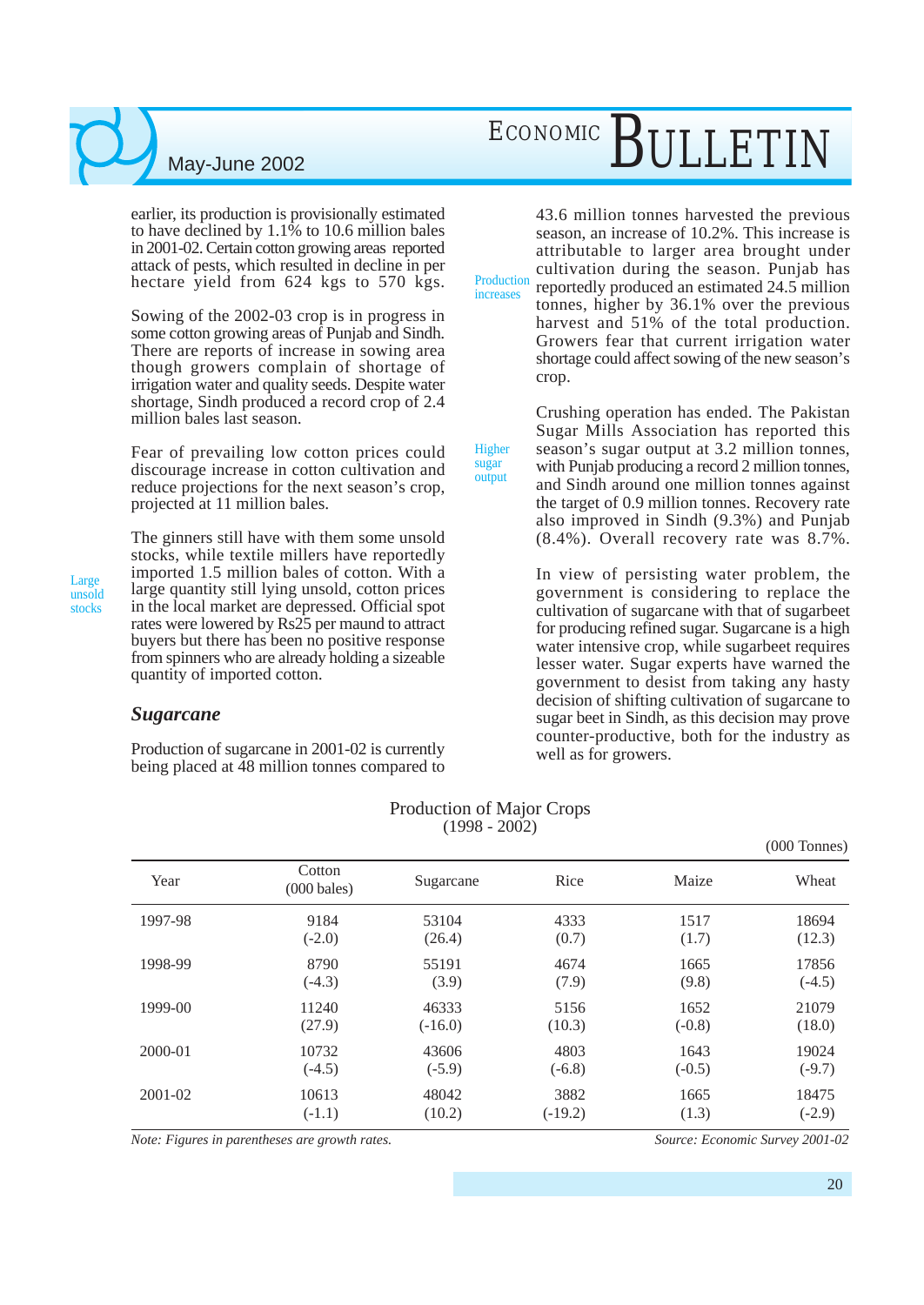earlier, its production is provisionally estimated to have declined by 1.1% to 10.6 million bales in 2001-02. Certain cotton growing areas reported attack of pests, which resulted in decline in per hectare yield from 624 kgs to 570 kgs.

Sowing of the 2002-03 crop is in progress in some cotton growing areas of Punjab and Sindh. There are reports of increase in sowing area though growers complain of shortage of irrigation water and quality seeds. Despite water shortage, Sindh produced a record crop of 2.4 million bales last season.

Fear of prevailing low cotton prices could discourage increase in cotton cultivation and reduce projections for the next season's crop, projected at 11 million bales.

*Large unsold stocks*

The ginners still have with them some unsold stocks, while textile millers have reportedly imported 1.5 million bales of cotton. With a large quantity still lying unsold, cotton prices in the local market are depressed. Official spot rates were lowered by Rs25 per maund to attract buyers but there has been no positive response from spinners who are already holding a sizeable quantity of imported cotton.

### *Sugarcane*

*Production increases*

Production of sugarcane in 2001-02 is currently being placed at 48 million tonnes compared to 43.6 million tonnes harvested the previous season, an increase of 10.2%. This increase is attributable to larger area brought under cultivation during the season. Punjab has reportedly produced an estimated 24.5 million tonnes, higher by 36.1% over the previous harvest and 51% of the total production. Growers fear that current irrigation water shortage could affect sowing of the new season's crop.

*Higher sugar output*

Crushing operation has ended. The Pakistan Sugar Mills Association has reported this season's sugar output at 3.2 million tonnes, with Punjab producing a record 2 million tonnes, and Sindh around one million tonnes against the target of 0.9 million tonnes. Recovery rate also improved in Sindh (9.3%) and Punjab (8.4%). Overall recovery rate was 8.7%.

In view of persisting water problem, the government is considering to replace the cultivation of sugarcane with that of sugarbeet for producing refined sugar. Sugarcane is a high water intensive crop, while sugarbeet requires lesser water. Sugar experts have warned the government to desist from taking any hasty decision of shifting cultivation of sugarcane to sugar beet in Sindh, as this decision may prove counter-productive, both for the industry as well as for growers.

Production of Major Crops
(1998 - 2002)

(000 Tonnes)

| Year | Cotton (000 bales) | Sugarcane | Rice | Maize | Wheat |
|---|---|---|---|---|---|
| 1997-98 | 9184<br>(-2.0) | 53104<br>(26.4) | 4333<br>(0.7) | 1517<br>(1.7) | 18694<br>(12.3) |
| 1998-99 | 8790<br>(-4.3) | 55191<br>(3.9) | 4674<br>(7.9) | 1665<br>(9.8) | 17856<br>(-4.5) |
| 1999-00 | 11240<br>(27.9) | 46333<br>(-16.0) | 5156<br>(10.3) | 1652<br>(-0.8) | 21079<br>(18.0) |
| 2000-01 | 10732<br>(-4.5) | 43606<br>(-5.9) | 4803<br>(-6.8) | 1643<br>(-0.5) | 19024<br>(-9.7) |
| 2001-02 | 10613<br>(-1.1) | 48042<br>(10.2) | 3882<br>(-19.2) | 1665<br>(1.3) | 18475<br>(-2.9) |

*Note: Figures in parentheses are growth rates.* *Source: Economic Survey 2001-02*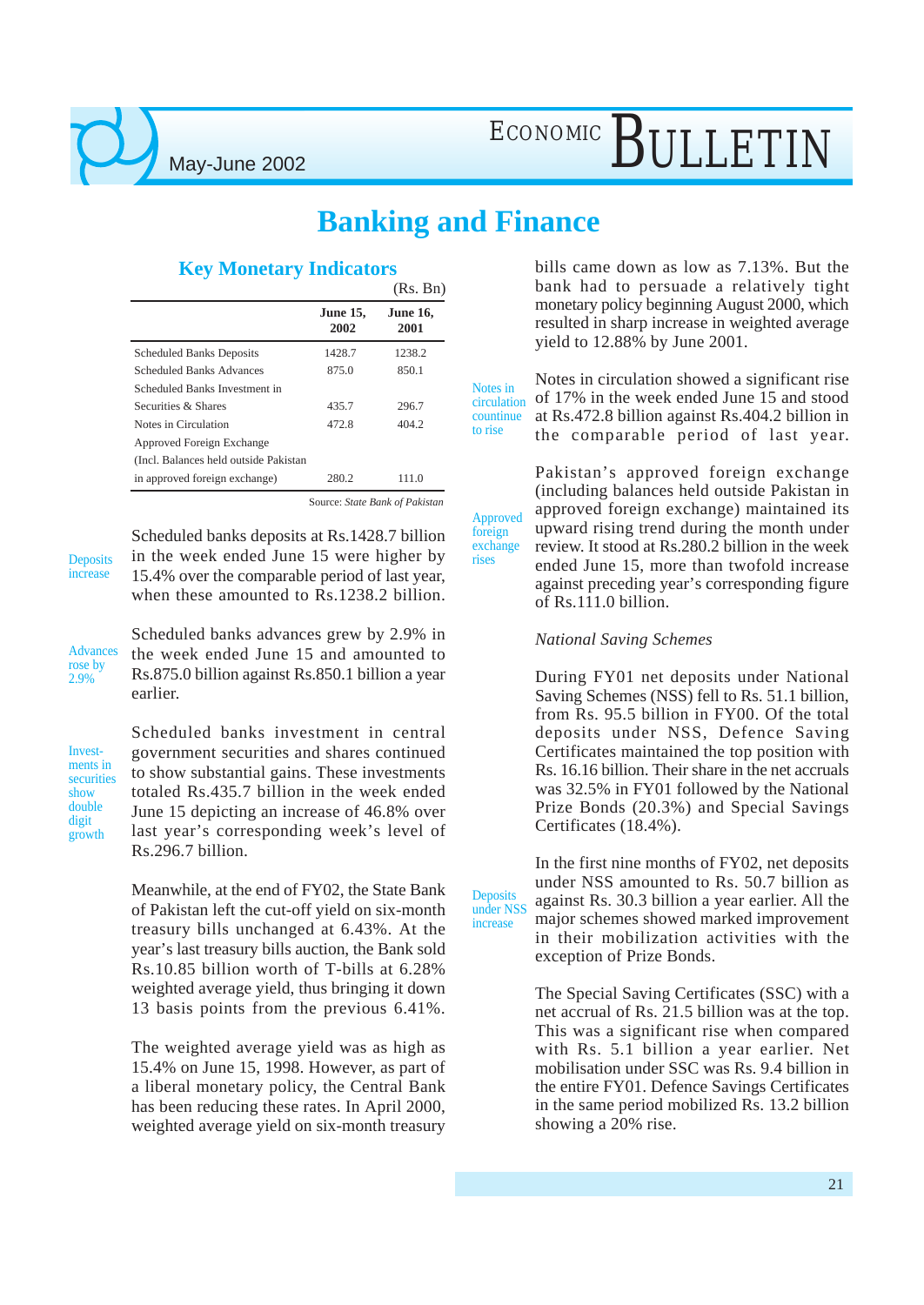# Banking and Finance

## Key Monetary Indicators

(Rs. Bn)

| | June 15, 2002 | June 16, 2001 |
|---|---|---|
| Scheduled Banks Deposits | 1428.7 | 1238.2 |
| Scheduled Banks Advances | 875.0 | 850.1 |
| Scheduled Banks Investment in Securities & Shares | 435.7 | 296.7 |
| Notes in Circulation | 472.8 | 404.2 |
| Approved Foreign Exchange (Incl. Balances held outside Pakistan in approved foreign exchange) | 280.2 | 111.0 |

Source: *State Bank of Pakistan*

Deposits increase

Scheduled banks deposits at Rs.1428.7 billion in the week ended June 15 were higher by 15.4% over the comparable period of last year, when these amounted to Rs.1238.2 billion.

Advances rose by 2.9%

Scheduled banks advances grew by 2.9% in the week ended June 15 and amounted to Rs.875.0 billion against Rs.850.1 billion a year earlier.

Investments in securities show double digit growth

Scheduled banks investment in central government securities and shares continued to show substantial gains. These investments totaled Rs.435.7 billion in the week ended June 15 depicting an increase of 46.8% over last year's corresponding week's level of Rs.296.7 billion.

Meanwhile, at the end of FY02, the State Bank of Pakistan left the cut-off yield on six-month treasury bills unchanged at 6.43%. At the year's last treasury bills auction, the Bank sold Rs.10.85 billion worth of T-bills at 6.28% weighted average yield, thus bringing it down 13 basis points from the previous 6.41%.

The weighted average yield was as high as 15.4% on June 15, 1998. However, as part of a liberal monetary policy, the Central Bank has been reducing these rates. In April 2000, weighted average yield on six-month treasury bills came down as low as 7.13%. But the bank had to persuade a relatively tight monetary policy beginning August 2000, which resulted in sharp increase in weighted average yield to 12.88% by June 2001.

Notes in circulation countinue to rise

Notes in circulation showed a significant rise of 17% in the week ended June 15 and stood at Rs.472.8 billion against Rs.404.2 billion in the comparable period of last year.

Approved foreign exchange rises

Pakistan's approved foreign exchange (including balances held outside Pakistan in approved foreign exchange) maintained its upward rising trend during the month under review. It stood at Rs.280.2 billion in the week ended June 15, more than twofold increase against preceding year's corresponding figure of Rs.111.0 billion.

*National Saving Schemes*

During FY01 net deposits under National Saving Schemes (NSS) fell to Rs. 51.1 billion, from Rs. 95.5 billion in FY00. Of the total deposits under NSS, Defence Saving Certificates maintained the top position with Rs. 16.16 billion. Their share in the net accruals was 32.5% in FY01 followed by the National Prize Bonds (20.3%) and Special Savings Certificates (18.4%).

Deposits under NSS increase

In the first nine months of FY02, net deposits under NSS amounted to Rs. 50.7 billion as against Rs. 30.3 billion a year earlier. All the major schemes showed marked improvement in their mobilization activities with the exception of Prize Bonds.

The Special Saving Certificates (SSC) with a net accrual of Rs. 21.5 billion was at the top. This was a significant rise when compared with Rs. 5.1 billion a year earlier. Net mobilisation under SSC was Rs. 9.4 billion in the entire FY01. Defence Savings Certificates in the same period mobilized Rs. 13.2 billion showing a 20% rise.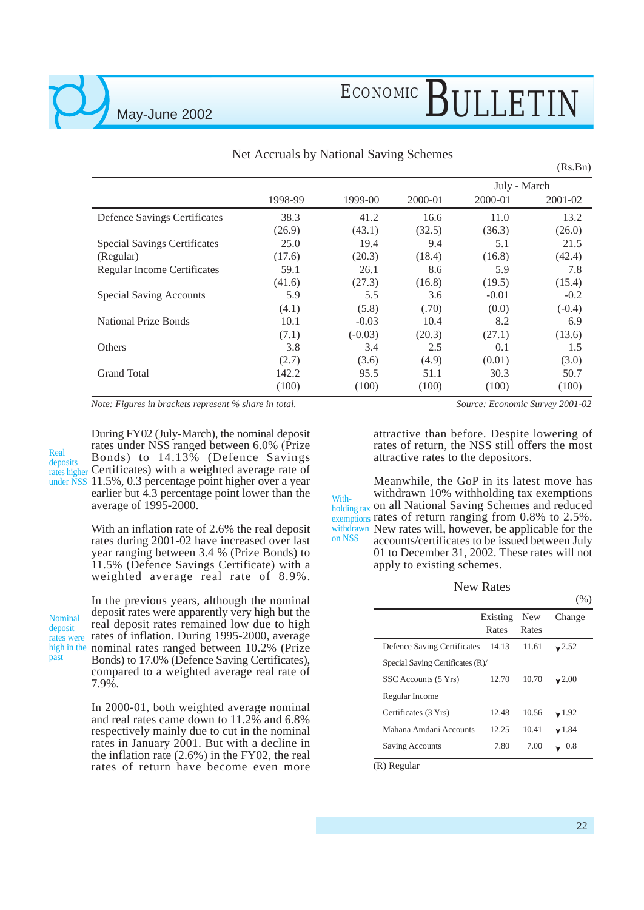### Net Accruals by National Saving Schemes

(Rs.Bn)

| | 1998-99 | 1999-00 | 2000-01 | July - March 2000-01 | July - March 2001-02 |
|---|---|---|---|---|---|
| Defence Savings Certificates | 38.3 | 41.2 | 16.6 | 11.0 | 13.2 |
| | (26.9) | (43.1) | (32.5) | (36.3) | (26.0) |
| Special Savings Certificates | 25.0 | 19.4 | 9.4 | 5.1 | 21.5 |
| (Regular) | (17.6) | (20.3) | (18.4) | (16.8) | (42.4) |
| Regular Income Certificates | 59.1 | 26.1 | 8.6 | 5.9 | 7.8 |
| | (41.6) | (27.3) | (16.8) | (19.5) | (15.4) |
| Special Saving Accounts | 5.9 | 5.5 | 3.6 | -0.01 | -0.2 |
| | (4.1) | (5.8) | (.70) | (0.0) | (-0.4) |
| National Prize Bonds | 10.1 | -0.03 | 10.4 | 8.2 | 6.9 |
| | (7.1) | (-0.03) | (20.3) | (27.1) | (13.6) |
| Others | 3.8 | 3.4 | 2.5 | 0.1 | 1.5 |
| | (2.7) | (3.6) | (4.9) | (0.01) | (3.0) |
| Grand Total | 142.2 | 95.5 | 51.1 | 30.3 | 50.7 |
| | (100) | (100) | (100) | (100) | (100) |

*Note: Figures in brackets represent % share in total.* *Source: Economic Survey 2001-02*

*Real deposits rates higher under NSS*

During FY02 (July-March), the nominal deposit rates under NSS ranged between 6.0% (Prize Bonds) to 14.13% (Defence Savings Certificates) with a weighted average rate of 11.5%, 0.3 percentage point higher over a year earlier but 4.3 percentage point lower than the average of 1995-2000.

With an inflation rate of 2.6% the real deposit rates during 2001-02 have increased over last year ranging between 3.4 % (Prize Bonds) to 11.5% (Defence Savings Certificate) with a weighted average real rate of 8.9%.

*Nominal deposit rates were high in the past*

In the previous years, although the nominal deposit rates were apparently very high but the real deposit rates remained low due to high rates of inflation. During 1995-2000, average nominal rates ranged between 10.2% (Prize Bonds) to 17.0% (Defence Saving Certificates), compared to a weighted average real rate of 7.9%.

In 2000-01, both weighted average nominal and real rates came down to 11.2% and 6.8% respectively mainly due to cut in the nominal rates in January 2001. But with a decline in the inflation rate (2.6%) in the FY02, the real rates of return have become even more attractive than before. Despite lowering of rates of return, the NSS still offers the most attractive rates to the depositors.

*With-holding tax exemptions withdrawn on NSS*

Meanwhile, the GoP in its latest move has withdrawn 10% withholding tax exemptions on all National Saving Schemes and reduced rates of return ranging from 0.8% to 2.5%. New rates will, however, be applicable for the accounts/certificates to be issued between July 01 to December 31, 2002. These rates will not apply to existing schemes.

### New Rates

(%)

| | Existing Rates | New Rates | Change |
|---|---|---|---|
| Defence Saving Certificates | 14.13 | 11.61 | ↓2.52 |
| Special Saving Certificates (R)/ | | | |
| SSC Accounts (5 Yrs) | 12.70 | 10.70 | ↓2.00 |
| Regular Income | | | |
| Certificates (3 Yrs) | 12.48 | 10.56 | ↓1.92 |
| Mahana Amdani Accounts | 12.25 | 10.41 | ↓1.84 |
| Saving Accounts | 7.80 | 7.00 | ↓ 0.8 |

(R) Regular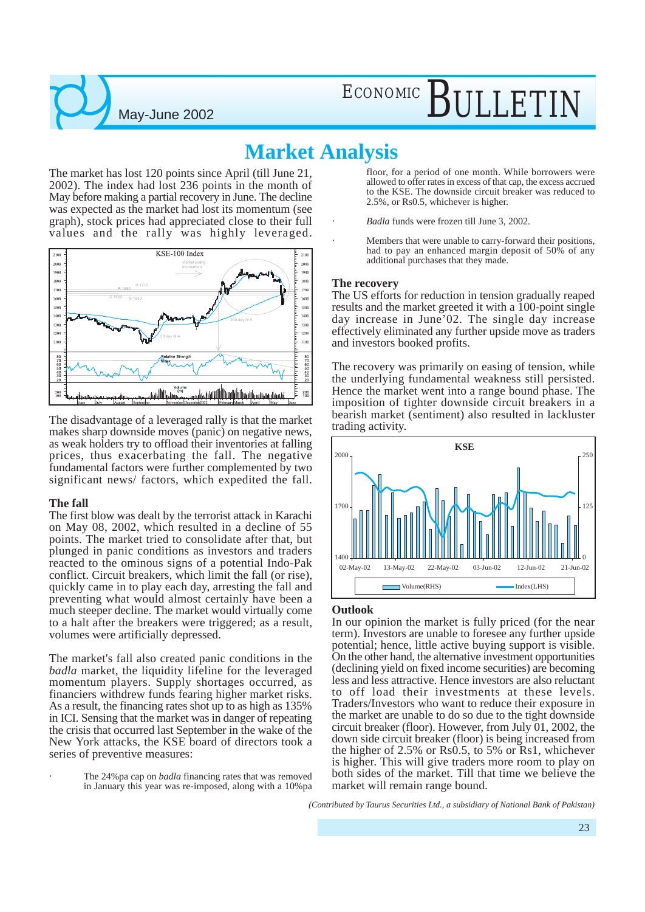# Market Analysis

The market has lost 120 points since April (till June 21, 2002). The index had lost 236 points in the month of May before making a partial recovery in June. The decline was expected as the market had lost its momentum (see graph), stock prices had appreciated close to their full values and the rally was highly leveraged.

The disadvantage of a leveraged rally is that the market makes sharp downside moves (panic) on negative news, as weak holders try to offload their inventories at falling prices, thus exacerbating the fall. The negative fundamental factors were further complemented by two significant news/ factors, which expedited the fall.

### The fall

The first blow was dealt by the terrorist attack in Karachi on May 08, 2002, which resulted in a decline of 55 points. The market tried to consolidate after that, but plunged in panic conditions as investors and traders reacted to the ominous signs of a potential Indo-Pak conflict. Circuit breakers, which limit the fall (or rise), quickly came in to play each day, arresting the fall and preventing what would almost certainly have been a much steeper decline. The market would virtually come to a halt after the breakers were triggered; as a result, volumes were artificially depressed.

The market's fall also created panic conditions in the *badla* market, the liquidity lifeline for the leveraged momentum players. Supply shortages occurred, as financiers withdrew funds fearing higher market risks. As a result, the financing rates shot up to as high as 135% in ICI. Sensing that the market was in danger of repeating the crisis that occurred last September in the wake of the New York attacks, the KSE board of directors took a series of preventive measures:

- The 24%pa cap on *badla* financing rates that was removed in January this year was re-imposed, along with a 10%pa floor, for a period of one month. While borrowers were allowed to offer rates in excess of that cap, the excess accrued to the KSE. The downside circuit breaker was reduced to 2.5%, or Rs0.5, whichever is higher.
- *Badla* funds were frozen till June 3, 2002.
- Members that were unable to carry-forward their positions, had to pay an enhanced margin deposit of 50% of any additional purchases that they made.

### The recovery

The US efforts for reduction in tension gradually reaped results and the market greeted it with a 100-point single day increase in June'02. The single day increase effectively eliminated any further upside move as traders and investors booked profits.

The recovery was primarily on easing of tension, while the underlying fundamental weakness still persisted. Hence the market went into a range bound phase. The imposition of tighter downside circuit breakers in a bearish market (sentiment) also resulted in lackluster trading activity.

### Outlook

In our opinion the market is fully priced (for the near term). Investors are unable to foresee any further upside potential; hence, little active buying support is visible. On the other hand, the alternative investment opportunities (declining yield on fixed income securities) are becoming less and less attractive. Hence investors are also reluctant to off load their investments at these levels. Traders/Investors who want to reduce their exposure in the market are unable to do so due to the tight downside circuit breaker (floor). However, from July 01, 2002, the down side circuit breaker (floor) is being increased from the higher of 2.5% or Rs0.5, to 5% or Rs1, whichever is higher. This will give traders more room to play on both sides of the market. Till that time we believe the market will remain range bound.

*(Contributed by Taurus Securities Ltd., a subsidiary of National Bank of Pakistan)*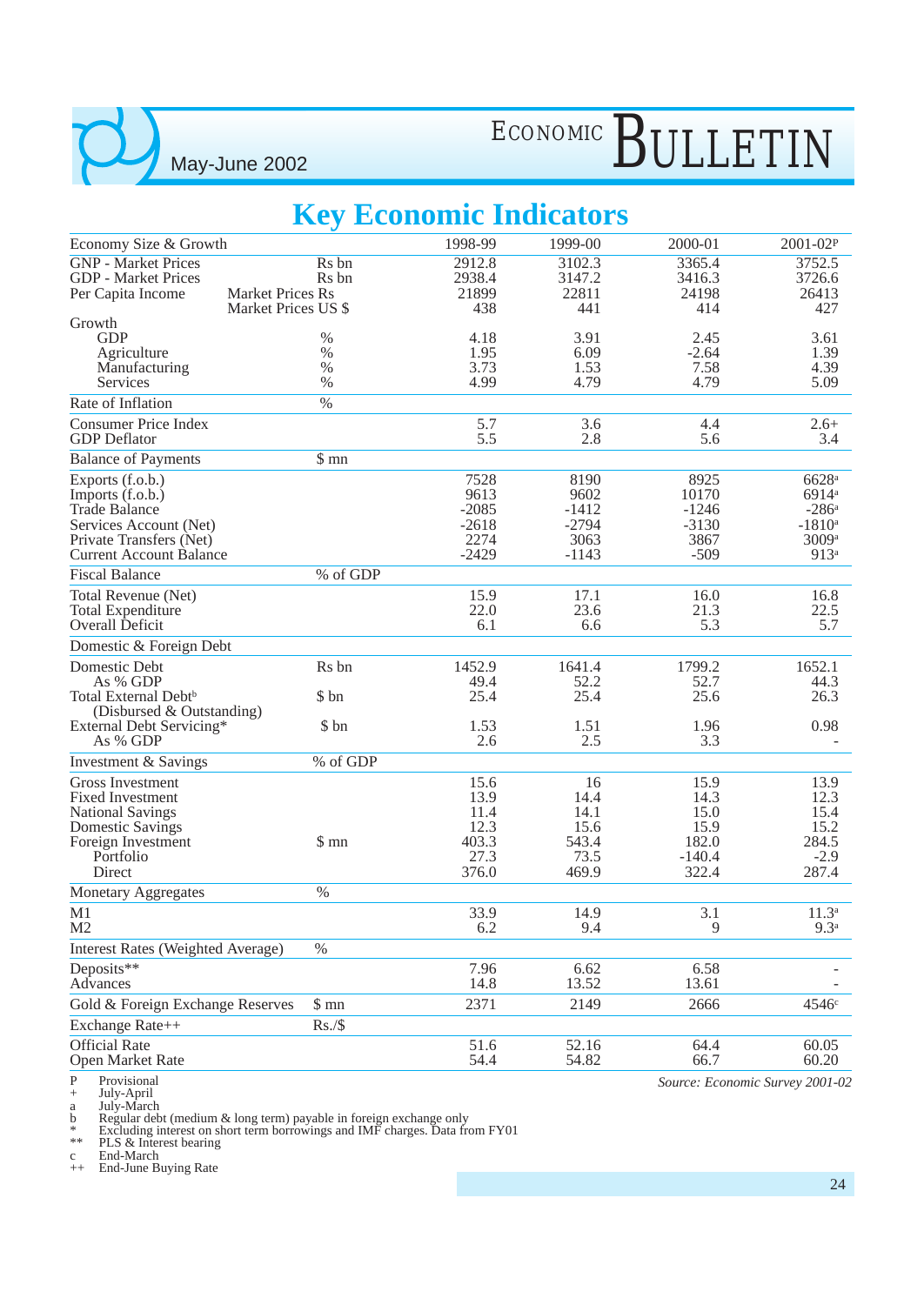# Key Economic Indicators

| Economy Size & Growth | | 1998-99 | 1999-00 | 2000-01 | 2001-02[P] |
|---|---|---|---|---|---|
| GNP - Market Prices | Rs bn | 2912.8 | 3102.3 | 3365.4 | 3752.5 |
| GDP - Market Prices | Rs bn | 2938.4 | 3147.2 | 3416.3 | 3726.6 |
| Per Capita Income | Market Prices Rs | 21899 | 22811 | 24198 | 26413 |
| | Market Prices US $ | 438 | 441 | 414 | 427 |
| Growth | | | | | |
| GDP | % | 4.18 | 3.91 | 2.45 | 3.61 |
| Agriculture | % | 1.95 | 6.09 | -2.64 | 1.39 |
| Manufacturing | % | 3.73 | 1.53 | 7.58 | 4.39 |
| Services | % | 4.99 | 4.79 | 4.79 | 5.09 |
| **Rate of Inflation** | % | | | | |
| Consumer Price Index | | 5.7 | 3.6 | 4.4 | 2.6+ |
| GDP Deflator | | 5.5 | 2.8 | 5.6 | 3.4 |
| **Balance of Payments** | $ mn | | | | |
| Exports (f.o.b.) | | 7528 | 8190 | 8925 | 6628[a] |
| Imports (f.o.b.) | | 9613 | 9602 | 10170 | 6914[a] |
| Trade Balance | | -2085 | -1412 | -1246 | -286[a] |
| Services Account (Net) | | -2618 | -2794 | -3130 | -1810[a] |
| Private Transfers (Net) | | 2274 | 3063 | 3867 | 3009[a] |
| Current Account Balance | | -2429 | -1143 | -509 | 913[a] |
| **Fiscal Balance** | % of GDP | | | | |
| Total Revenue (Net) | | 15.9 | 17.1 | 16.0 | 16.8 |
| Total Expenditure | | 22.0 | 23.6 | 21.3 | 22.5 |
| Overall Deficit | | 6.1 | 6.6 | 5.3 | 5.7 |
| **Domestic & Foreign Debt** | | | | | |
| Domestic Debt | Rs bn | 1452.9 | 1641.4 | 1799.2 | 1652.1 |
| As % GDP | | 49.4 | 52.2 | 52.7 | 44.3 |
| Total External Debt[b] (Disbursed & Outstanding) | $ bn | 25.4 | 25.4 | 25.6 | 26.3 |
| External Debt Servicing* | $ bn | 1.53 | 1.51 | 1.96 | 0.98 |
| As % GDP | | 2.6 | 2.5 | 3.3 | - |
| **Investment & Savings** | % of GDP | | | | |
| Gross Investment | | 15.6 | 16 | 15.9 | 13.9 |
| Fixed Investment | | 13.9 | 14.4 | 14.3 | 12.3 |
| National Savings | | 11.4 | 14.1 | 15.0 | 15.4 |
| Domestic Savings | | 12.3 | 15.6 | 15.9 | 15.2 |
| Foreign Investment | $ mn | 403.3 | 543.4 | 182.0 | 284.5 |
| Portfolio | | 27.3 | 73.5 | -140.4 | -2.9 |
| Direct | | 376.0 | 469.9 | 322.4 | 287.4 |
| **Monetary Aggregates** | % | | | | |
| M1 | | 33.9 | 14.9 | 3.1 | 11.3[a] |
| M2 | | 6.2 | 9.4 | 9 | 9.3[a] |
| **Interest Rates (Weighted Average)** | % | | | | |
| Deposits** | | 7.96 | 6.62 | 6.58 | - |
| Advances | | 14.8 | 13.52 | 13.61 | - |
| **Gold & Foreign Exchange Reserves** | $ mn | 2371 | 2149 | 2666 | 4546[c] |
| **Exchange Rate++** | Rs./$ | | | | |
| Official Rate | | 51.6 | 52.16 | 64.4 | 60.05 |
| Open Market Rate | | 54.4 | 54.82 | 66.7 | 60.20 |

*Source: Economic Survey 2001-02*

P Provisional
\+ July-April
a July-March
b Regular debt (medium & long term) payable in foreign exchange only
\* Excluding interest on short term borrowings and IMF charges. Data from FY01
** PLS & Interest bearing
c End-March
++ End-June Buying Rate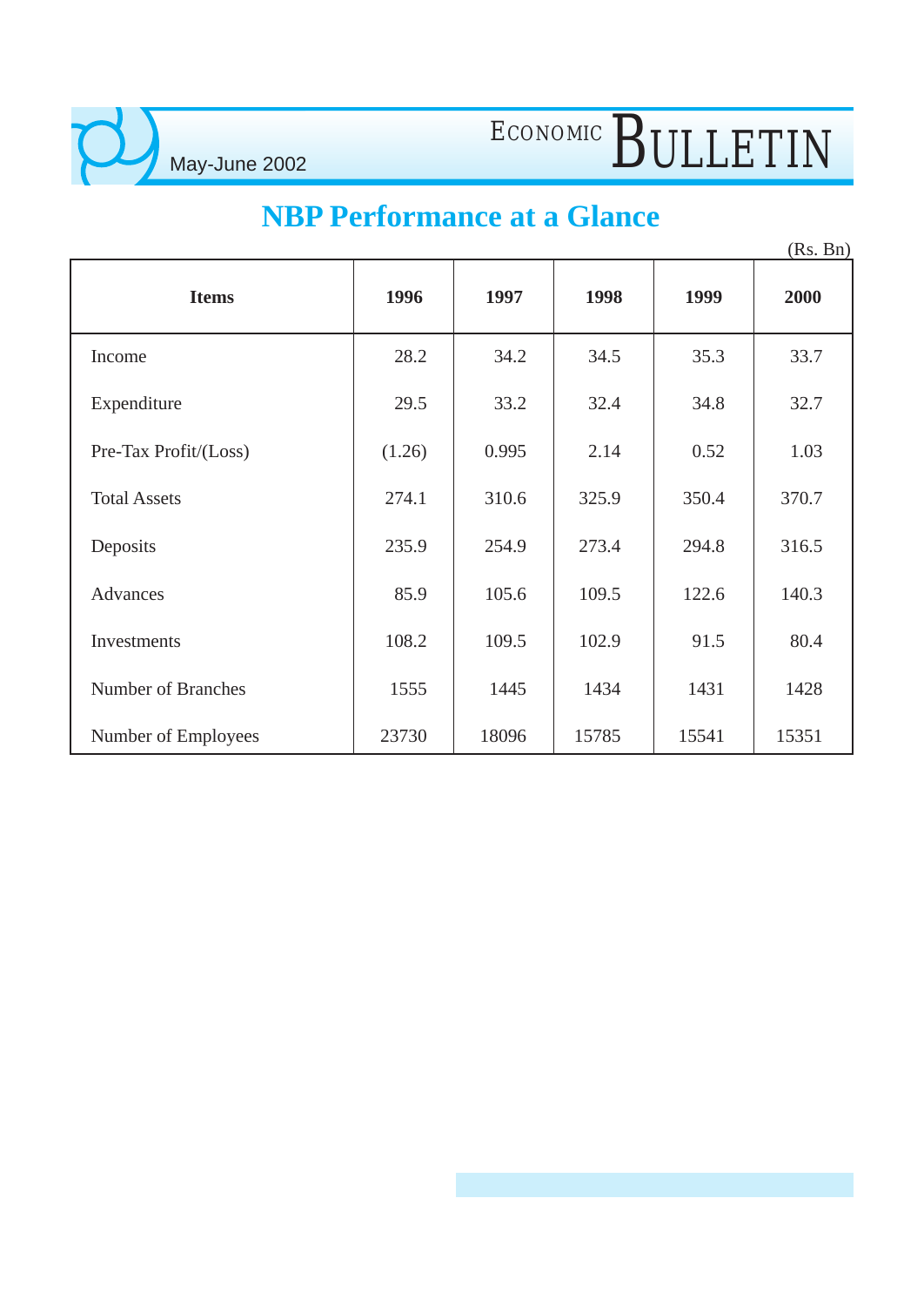# NBP Performance at a Glance

(Rs. Bn)

| Items | 1996 | 1997 | 1998 | 1999 | 2000 |
|---|---|---|---|---|---|
| Income | 28.2 | 34.2 | 34.5 | 35.3 | 33.7 |
| Expenditure | 29.5 | 33.2 | 32.4 | 34.8 | 32.7 |
| Pre-Tax Profit/(Loss) | (1.26) | 0.995 | 2.14 | 0.52 | 1.03 |
| Total Assets | 274.1 | 310.6 | 325.9 | 350.4 | 370.7 |
| Deposits | 235.9 | 254.9 | 273.4 | 294.8 | 316.5 |
| Advances | 85.9 | 105.6 | 109.5 | 122.6 | 140.3 |
| Investments | 108.2 | 109.5 | 102.9 | 91.5 | 80.4 |
| Number of Branches | 1555 | 1445 | 1434 | 1431 | 1428 |
| Number of Employees | 23730 | 18096 | 15785 | 15541 | 15351 |